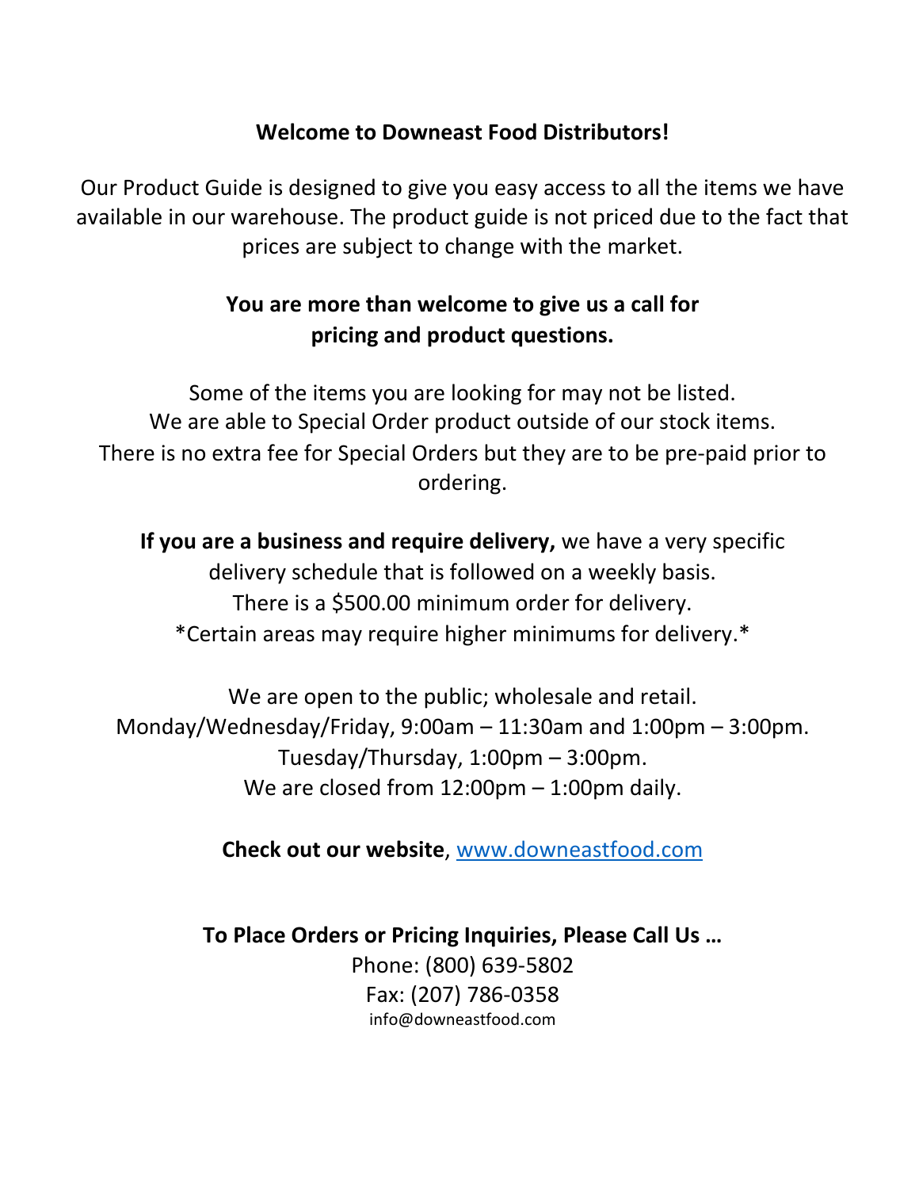# Welcome to Downeast Food Distributors!

Our Product Guide is designed to give you easy access to all the items we have available in our warehouse. The product guide is not priced due to the fact that prices are subject to change with the market.

**You are more than welcome to give us a call for pricing and product questions.**

Some of the items you are looking for may not be listed.
We are able to Special Order product outside of our stock items.
There is no extra fee for Special Orders but they are to be pre-paid prior to ordering.

**If you are a business and require delivery,** we have a very specific delivery schedule that is followed on a weekly basis.
There is a $500.00 minimum order for delivery.
*Certain areas may require higher minimums for delivery.*

We are open to the public; wholesale and retail.
Monday/Wednesday/Friday, 9:00am – 11:30am and 1:00pm – 3:00pm.
Tuesday/Thursday, 1:00pm – 3:00pm.
We are closed from 12:00pm – 1:00pm daily.

**Check out our website**, [www.downeastfood.com](http://www.downeastfood.com)

**To Place Orders or Pricing Inquiries, Please Call Us …**

Phone: (800) 639-5802
Fax: (207) 786-0358
info@downeastfood.com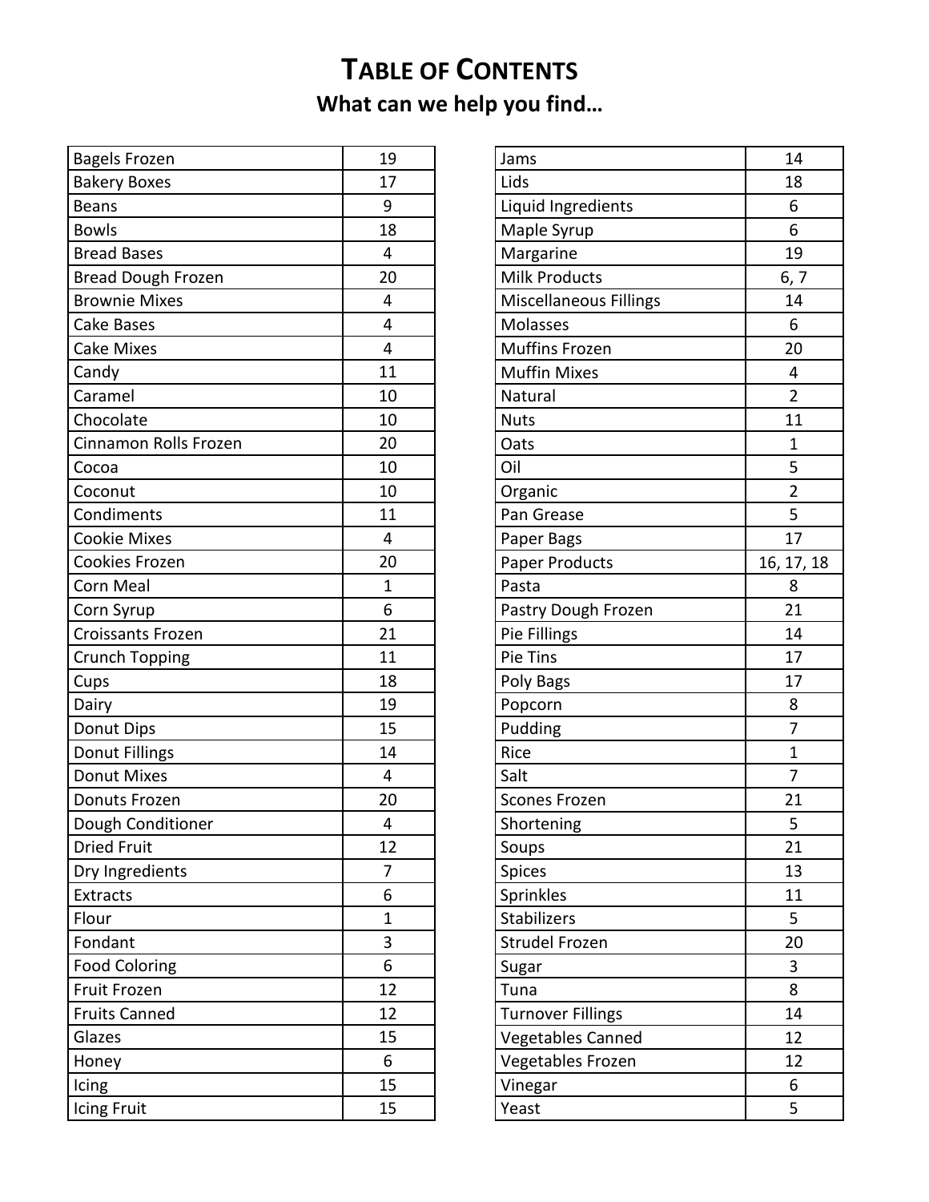# TABLE OF CONTENTS

## What can we help you find…

| Item | Page |
|---|---|
| Bagels Frozen | 19 |
| Bakery Boxes | 17 |
| Beans | 9 |
| Bowls | 18 |
| Bread Bases | 4 |
| Bread Dough Frozen | 20 |
| Brownie Mixes | 4 |
| Cake Bases | 4 |
| Cake Mixes | 4 |
| Candy | 11 |
| Caramel | 10 |
| Chocolate | 10 |
| Cinnamon Rolls Frozen | 20 |
| Cocoa | 10 |
| Coconut | 10 |
| Condiments | 11 |
| Cookie Mixes | 4 |
| Cookies Frozen | 20 |
| Corn Meal | 1 |
| Corn Syrup | 6 |
| Croissants Frozen | 21 |
| Crunch Topping | 11 |
| Cups | 18 |
| Dairy | 19 |
| Donut Dips | 15 |
| Donut Fillings | 14 |
| Donut Mixes | 4 |
| Donuts Frozen | 20 |
| Dough Conditioner | 4 |
| Dried Fruit | 12 |
| Dry Ingredients | 7 |
| Extracts | 6 |
| Flour | 1 |
| Fondant | 3 |
| Food Coloring | 6 |
| Fruit Frozen | 12 |
| Fruits Canned | 12 |
| Glazes | 15 |
| Honey | 6 |
| Icing | 15 |
| Icing Fruit | 15 |
| Jams | 14 |
| Lids | 18 |
| Liquid Ingredients | 6 |
| Maple Syrup | 6 |
| Margarine | 19 |
| Milk Products | 6, 7 |
| Miscellaneous Fillings | 14 |
| Molasses | 6 |
| Muffins Frozen | 20 |
| Muffin Mixes | 4 |
| Natural | 2 |
| Nuts | 11 |
| Oats | 1 |
| Oil | 5 |
| Organic | 2 |
| Pan Grease | 5 |
| Paper Bags | 17 |
| Paper Products | 16, 17, 18 |
| Pasta | 8 |
| Pastry Dough Frozen | 21 |
| Pie Fillings | 14 |
| Pie Tins | 17 |
| Poly Bags | 17 |
| Popcorn | 8 |
| Pudding | 7 |
| Rice | 1 |
| Salt | 7 |
| Scones Frozen | 21 |
| Shortening | 5 |
| Soups | 21 |
| Spices | 13 |
| Sprinkles | 11 |
| Stabilizers | 5 |
| Strudel Frozen | 20 |
| Sugar | 3 |
| Tuna | 8 |
| Turnover Fillings | 14 |
| Vegetables Canned | 12 |
| Vegetables Frozen | 12 |
| Vinegar | 6 |
| Yeast | 5 |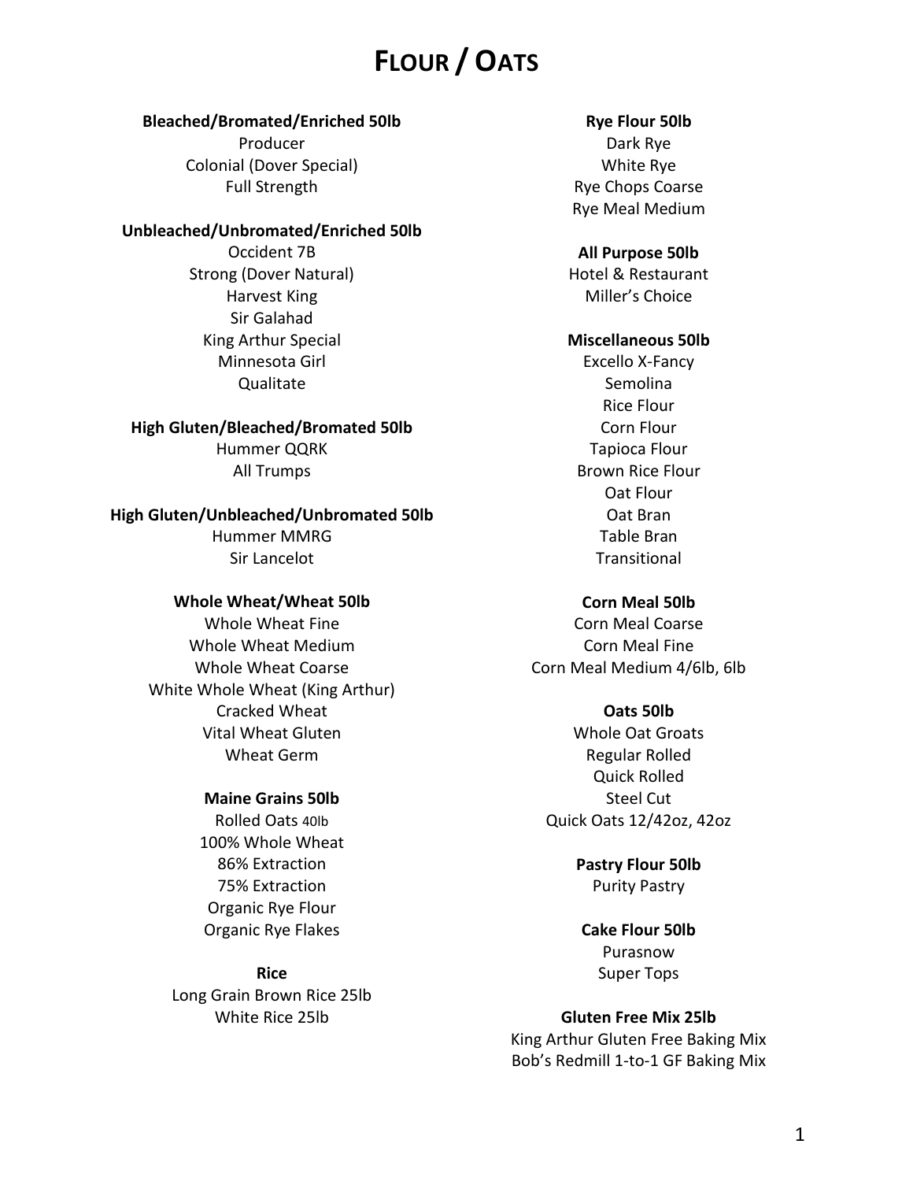# FLOUR / OATS

**Bleached/Bromated/Enriched 50lb**

Producer
Colonial (Dover Special)
Full Strength

**Unbleached/Unbromated/Enriched 50lb**

Occident 7B
Strong (Dover Natural)
Harvest King
Sir Galahad
King Arthur Special
Minnesota Girl
Qualitate

**High Gluten/Bleached/Bromated 50lb**

Hummer QQRK
All Trumps

**High Gluten/Unbleached/Unbromated 50lb**

Hummer MMRG
Sir Lancelot

**Whole Wheat/Wheat 50lb**

Whole Wheat Fine
Whole Wheat Medium
Whole Wheat Coarse
White Whole Wheat (King Arthur)
Cracked Wheat
Vital Wheat Gluten
Wheat Germ

**Maine Grains 50lb**

Rolled Oats 40lb
100% Whole Wheat
86% Extraction
75% Extraction
Organic Rye Flour
Organic Rye Flakes

**Rice**

Long Grain Brown Rice 25lb
White Rice 25lb

**Rye Flour 50lb**

Dark Rye
White Rye
Rye Chops Coarse
Rye Meal Medium

**All Purpose 50lb**

Hotel & Restaurant
Miller's Choice

**Miscellaneous 50lb**

Excello X-Fancy
Semolina
Rice Flour
Corn Flour
Tapioca Flour
Brown Rice Flour
Oat Flour
Oat Bran
Table Bran
Transitional

**Corn Meal 50lb**

Corn Meal Coarse
Corn Meal Fine
Corn Meal Medium 4/6lb, 6lb

**Oats 50lb**

Whole Oat Groats
Regular Rolled
Quick Rolled
Steel Cut
Quick Oats 12/42oz, 42oz

**Pastry Flour 50lb**

Purity Pastry

**Cake Flour 50lb**

Purasnow
Super Tops

**Gluten Free Mix 25lb**

King Arthur Gluten Free Baking Mix
Bob's Redmill 1-to-1 GF Baking Mix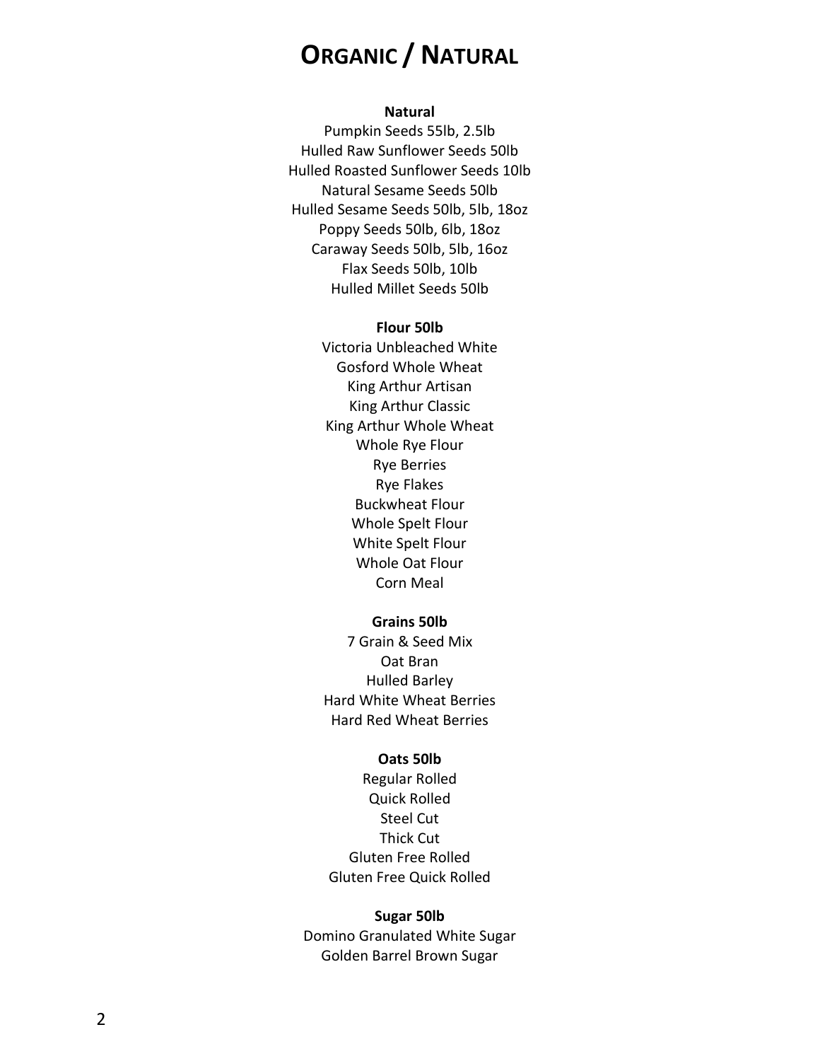# ORGANIC / NATURAL

**Natural**

Pumpkin Seeds 55lb, 2.5lb
Hulled Raw Sunflower Seeds 50lb
Hulled Roasted Sunflower Seeds 10lb
Natural Sesame Seeds 50lb
Hulled Sesame Seeds 50lb, 5lb, 18oz
Poppy Seeds 50lb, 6lb, 18oz
Caraway Seeds 50lb, 5lb, 16oz
Flax Seeds 50lb, 10lb
Hulled Millet Seeds 50lb

**Flour 50lb**

Victoria Unbleached White
Gosford Whole Wheat
King Arthur Artisan
King Arthur Classic
King Arthur Whole Wheat
Whole Rye Flour
Rye Berries
Rye Flakes
Buckwheat Flour
Whole Spelt Flour
White Spelt Flour
Whole Oat Flour
Corn Meal

**Grains 50lb**

7 Grain & Seed Mix
Oat Bran
Hulled Barley
Hard White Wheat Berries
Hard Red Wheat Berries

**Oats 50lb**

Regular Rolled
Quick Rolled
Steel Cut
Thick Cut
Gluten Free Rolled
Gluten Free Quick Rolled

**Sugar 50lb**

Domino Granulated White Sugar
Golden Barrel Brown Sugar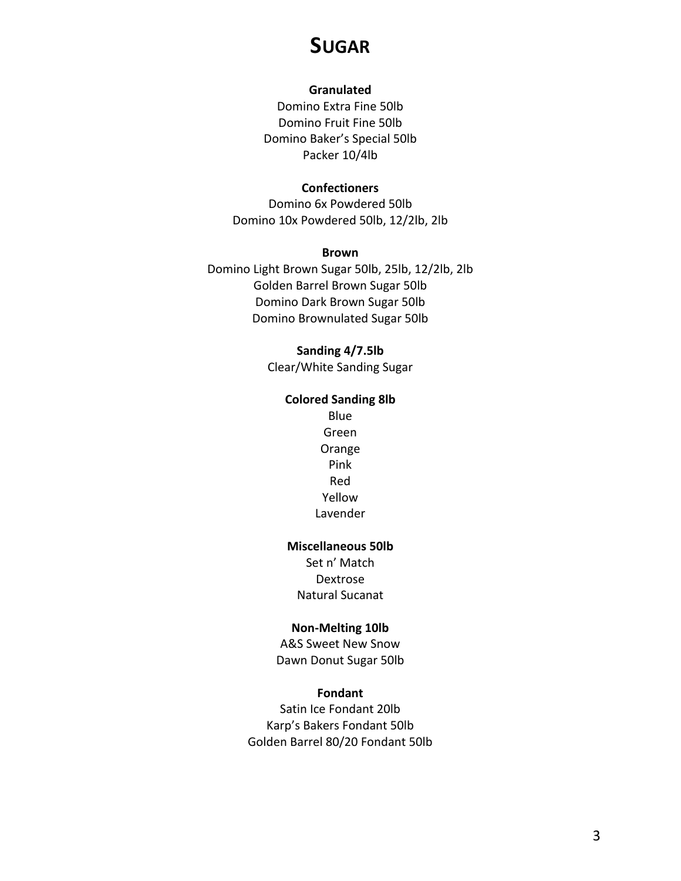# SUGAR

**Granulated**

Domino Extra Fine 50lb
Domino Fruit Fine 50lb
Domino Baker's Special 50lb
Packer 10/4lb

**Confectioners**

Domino 6x Powdered 50lb
Domino 10x Powdered 50lb, 12/2lb, 2lb

**Brown**

Domino Light Brown Sugar 50lb, 25lb, 12/2lb, 2lb
Golden Barrel Brown Sugar 50lb
Domino Dark Brown Sugar 50lb
Domino Brownulated Sugar 50lb

**Sanding 4/7.5lb**

Clear/White Sanding Sugar

**Colored Sanding 8lb**

Blue
Green
Orange
Pink
Red
Yellow
Lavender

**Miscellaneous 50lb**

Set n' Match
Dextrose
Natural Sucanat

**Non-Melting 10lb**

A&S Sweet New Snow
Dawn Donut Sugar 50lb

**Fondant**

Satin Ice Fondant 20lb
Karp's Bakers Fondant 50lb
Golden Barrel 80/20 Fondant 50lb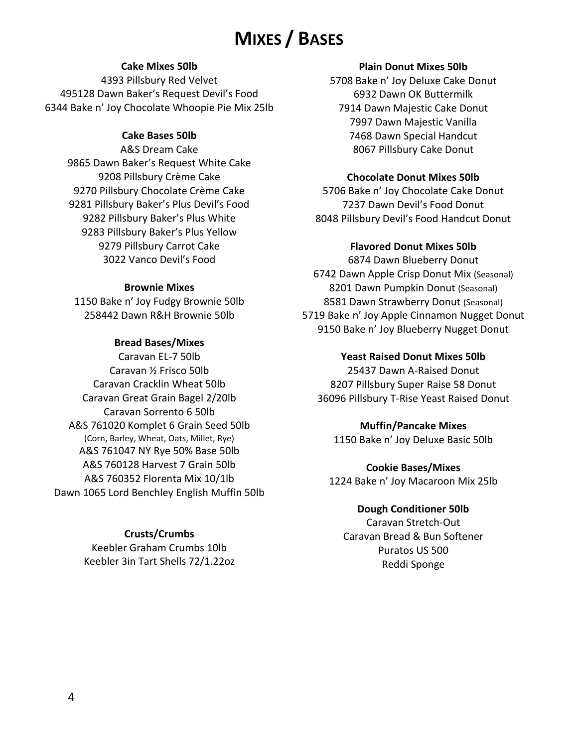# Mixes / Bases

**Cake Mixes 50lb**

4393 Pillsbury Red Velvet
495128 Dawn Baker's Request Devil's Food
6344 Bake n' Joy Chocolate Whoopie Pie Mix 25lb

**Cake Bases 50lb**

A&S Dream Cake
9865 Dawn Baker's Request White Cake
9208 Pillsbury Crème Cake
9270 Pillsbury Chocolate Crème Cake
9281 Pillsbury Baker's Plus Devil's Food
9282 Pillsbury Baker's Plus White
9283 Pillsbury Baker's Plus Yellow
9279 Pillsbury Carrot Cake
3022 Vanco Devil's Food

**Brownie Mixes**

1150 Bake n' Joy Fudgy Brownie 50lb
258442 Dawn R&H Brownie 50lb

**Bread Bases/Mixes**

Caravan EL-7 50lb
Caravan ½ Frisco 50lb
Caravan Cracklin Wheat 50lb
Caravan Great Grain Bagel 2/20lb
Caravan Sorrento 6 50lb
A&S 761020 Komplet 6 Grain Seed 50lb
(Corn, Barley, Wheat, Oats, Millet, Rye)
A&S 761047 NY Rye 50% Base 50lb
A&S 760128 Harvest 7 Grain 50lb
A&S 760352 Florenta Mix 10/1lb
Dawn 1065 Lord Benchley English Muffin 50lb

**Crusts/Crumbs**

Keebler Graham Crumbs 10lb
Keebler 3in Tart Shells 72/1.22oz

**Plain Donut Mixes 50lb**

5708 Bake n' Joy Deluxe Cake Donut
6932 Dawn OK Buttermilk
7914 Dawn Majestic Cake Donut
7997 Dawn Majestic Vanilla
7468 Dawn Special Handcut
8067 Pillsbury Cake Donut

**Chocolate Donut Mixes 50lb**

5706 Bake n' Joy Chocolate Cake Donut
7237 Dawn Devil's Food Donut
8048 Pillsbury Devil's Food Handcut Donut

**Flavored Donut Mixes 50lb**

6874 Dawn Blueberry Donut
6742 Dawn Apple Crisp Donut Mix (Seasonal)
8201 Dawn Pumpkin Donut (Seasonal)
8581 Dawn Strawberry Donut (Seasonal)
5719 Bake n' Joy Apple Cinnamon Nugget Donut
9150 Bake n' Joy Blueberry Nugget Donut

**Yeast Raised Donut Mixes 50lb**

25437 Dawn A-Raised Donut
8207 Pillsbury Super Raise 58 Donut
36096 Pillsbury T-Rise Yeast Raised Donut

**Muffin/Pancake Mixes**

1150 Bake n' Joy Deluxe Basic 50lb

**Cookie Bases/Mixes**

1224 Bake n' Joy Macaroon Mix 25lb

**Dough Conditioner 50lb**

Caravan Stretch-Out
Caravan Bread & Bun Softener
Puratos US 500
Reddi Sponge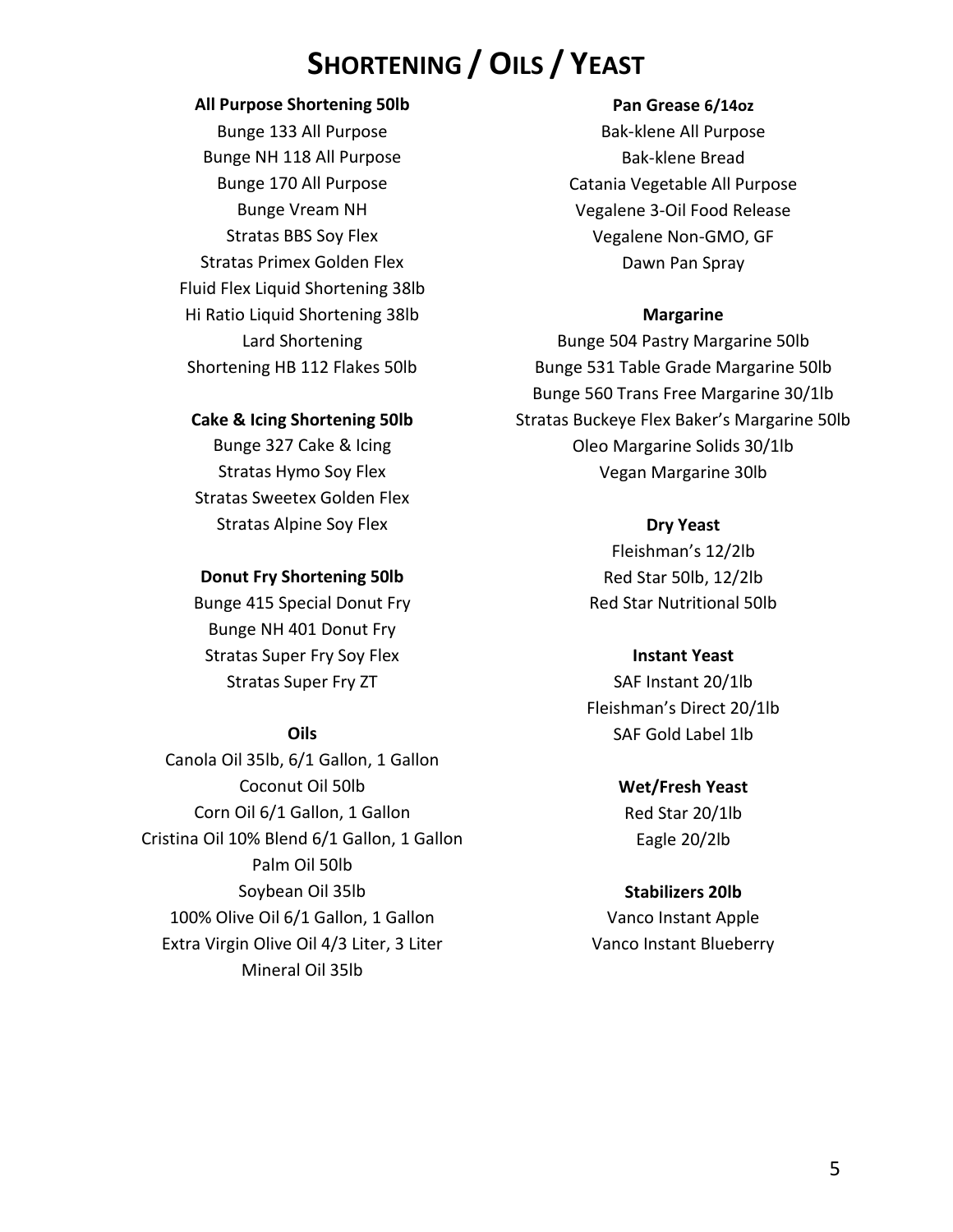# Shortening / Oils / Yeast

**All Purpose Shortening 50lb**

Bunge 133 All Purpose
Bunge NH 118 All Purpose
Bunge 170 All Purpose
Bunge Vream NH
Stratas BBS Soy Flex
Stratas Primex Golden Flex
Fluid Flex Liquid Shortening 38lb
Hi Ratio Liquid Shortening 38lb
Lard Shortening
Shortening HB 112 Flakes 50lb

**Cake & Icing Shortening 50lb**

Bunge 327 Cake & Icing
Stratas Hymo Soy Flex
Stratas Sweetex Golden Flex
Stratas Alpine Soy Flex

**Donut Fry Shortening 50lb**

Bunge 415 Special Donut Fry
Bunge NH 401 Donut Fry
Stratas Super Fry Soy Flex
Stratas Super Fry ZT

**Oils**

Canola Oil 35lb, 6/1 Gallon, 1 Gallon
Coconut Oil 50lb
Corn Oil 6/1 Gallon, 1 Gallon
Cristina Oil 10% Blend 6/1 Gallon, 1 Gallon
Palm Oil 50lb
Soybean Oil 35lb
100% Olive Oil 6/1 Gallon, 1 Gallon
Extra Virgin Olive Oil 4/3 Liter, 3 Liter
Mineral Oil 35lb

**Pan Grease 6/14oz**

Bak-klene All Purpose
Bak-klene Bread
Catania Vegetable All Purpose
Vegalene 3-Oil Food Release
Vegalene Non-GMO, GF
Dawn Pan Spray

**Margarine**

Bunge 504 Pastry Margarine 50lb
Bunge 531 Table Grade Margarine 50lb
Bunge 560 Trans Free Margarine 30/1lb
Stratas Buckeye Flex Baker's Margarine 50lb
Oleo Margarine Solids 30/1lb
Vegan Margarine 30lb

**Dry Yeast**

Fleishman's 12/2lb
Red Star 50lb, 12/2lb
Red Star Nutritional 50lb

**Instant Yeast**

SAF Instant 20/1lb
Fleishman's Direct 20/1lb
SAF Gold Label 1lb

**Wet/Fresh Yeast**

Red Star 20/1lb
Eagle 20/2lb

**Stabilizers 20lb**

Vanco Instant Apple
Vanco Instant Blueberry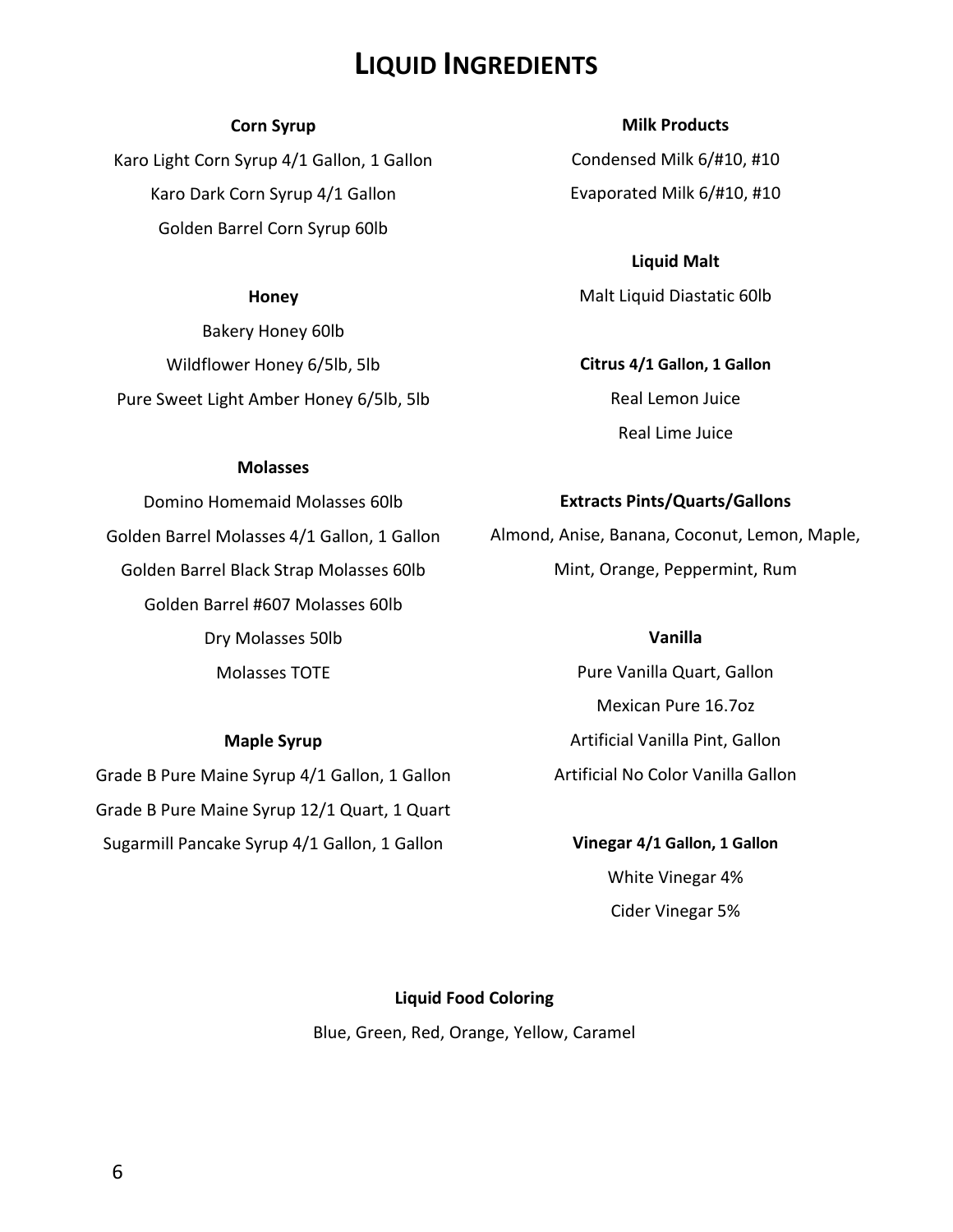# Liquid Ingredients

**Corn Syrup**

Karo Light Corn Syrup 4/1 Gallon, 1 Gallon

Karo Dark Corn Syrup 4/1 Gallon

Golden Barrel Corn Syrup 60lb

**Honey**

Bakery Honey 60lb

Wildflower Honey 6/5lb, 5lb

Pure Sweet Light Amber Honey 6/5lb, 5lb

**Molasses**

Domino Homemaid Molasses 60lb

Golden Barrel Molasses 4/1 Gallon, 1 Gallon

Golden Barrel Black Strap Molasses 60lb

Golden Barrel #607 Molasses 60lb

Dry Molasses 50lb

Molasses TOTE

**Maple Syrup**

Grade B Pure Maine Syrup 4/1 Gallon, 1 Gallon

Grade B Pure Maine Syrup 12/1 Quart, 1 Quart

Sugarmill Pancake Syrup 4/1 Gallon, 1 Gallon

**Milk Products**

Condensed Milk 6/#10, #10

Evaporated Milk 6/#10, #10

**Liquid Malt**

Malt Liquid Diastatic 60lb

**Citrus 4/1 Gallon, 1 Gallon**

Real Lemon Juice

Real Lime Juice

**Extracts Pints/Quarts/Gallons**

Almond, Anise, Banana, Coconut, Lemon, Maple, Mint, Orange, Peppermint, Rum

**Vanilla**

Pure Vanilla Quart, Gallon

Mexican Pure 16.7oz

Artificial Vanilla Pint, Gallon

Artificial No Color Vanilla Gallon

**Vinegar 4/1 Gallon, 1 Gallon**

White Vinegar 4%

Cider Vinegar 5%

**Liquid Food Coloring**

Blue, Green, Red, Orange, Yellow, Caramel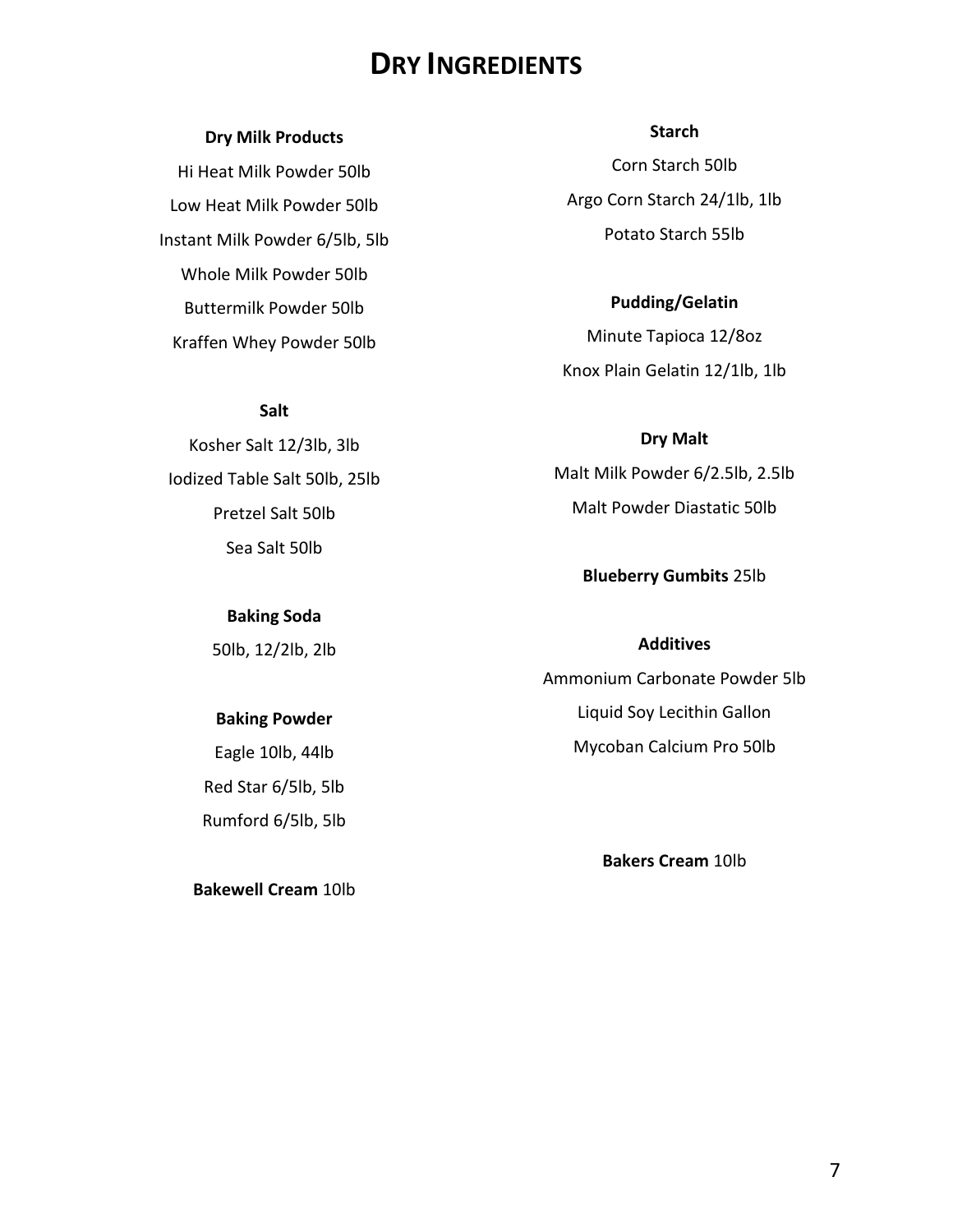# DRY INGREDIENTS

**Dry Milk Products**

Hi Heat Milk Powder 50lb

Low Heat Milk Powder 50lb

Instant Milk Powder 6/5lb, 5lb

Whole Milk Powder 50lb

Buttermilk Powder 50lb

Kraffen Whey Powder 50lb

**Salt**

Kosher Salt 12/3lb, 3lb

Iodized Table Salt 50lb, 25lb

Pretzel Salt 50lb

Sea Salt 50lb

**Baking Soda**

50lb, 12/2lb, 2lb

**Baking Powder**

Eagle 10lb, 44lb

Red Star 6/5lb, 5lb

Rumford 6/5lb, 5lb

**Bakewell Cream** 10lb

**Starch**

Corn Starch 50lb

Argo Corn Starch 24/1lb, 1lb

Potato Starch 55lb

**Pudding/Gelatin**

Minute Tapioca 12/8oz

Knox Plain Gelatin 12/1lb, 1lb

**Dry Malt**

Malt Milk Powder 6/2.5lb, 2.5lb

Malt Powder Diastatic 50lb

**Blueberry Gumbits** 25lb

**Additives**

Ammonium Carbonate Powder 5lb

Liquid Soy Lecithin Gallon

Mycoban Calcium Pro 50lb

**Bakers Cream** 10lb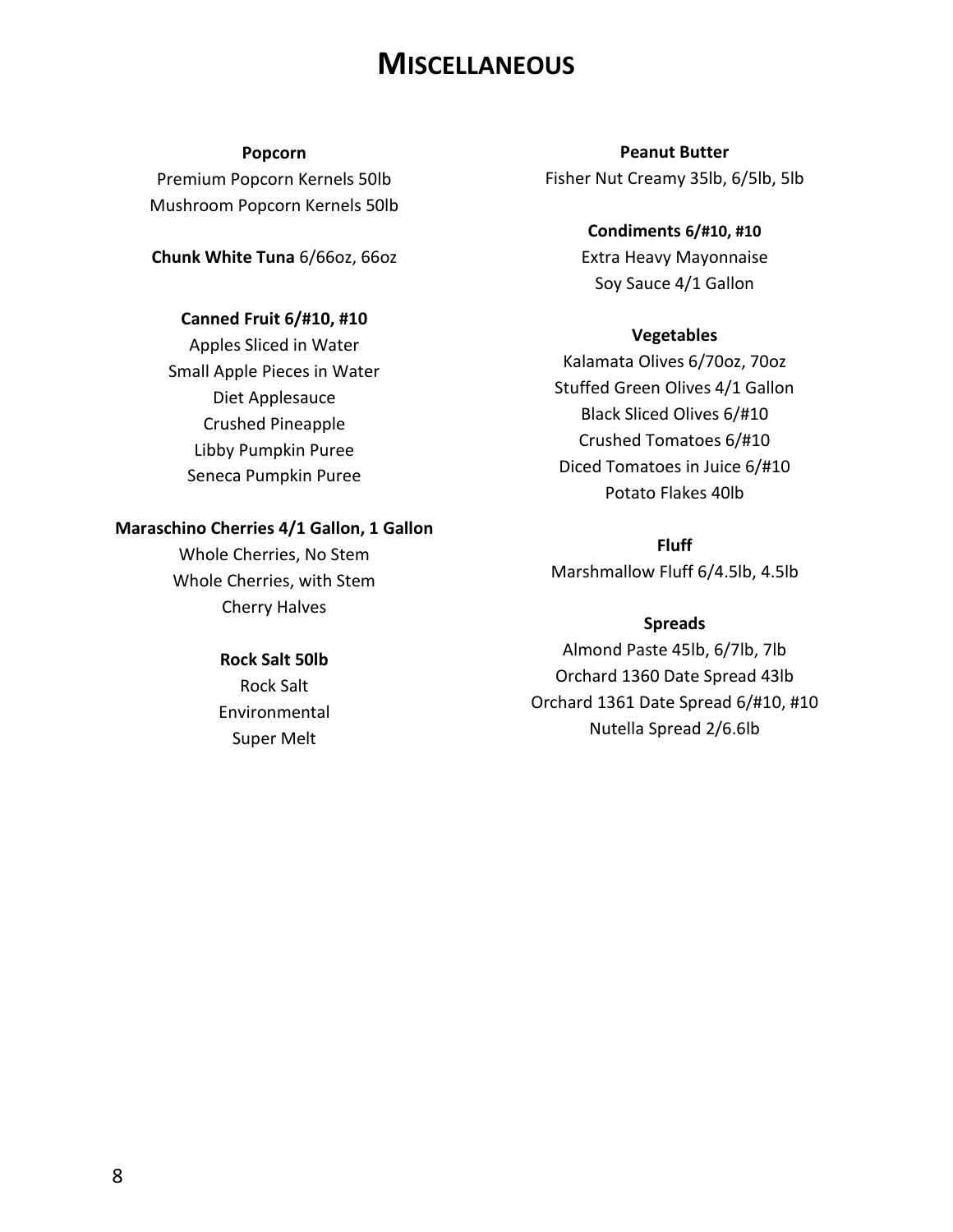# MISCELLANEOUS

**Popcorn**

Premium Popcorn Kernels 50lb
Mushroom Popcorn Kernels 50lb

**Chunk White Tuna** 6/66oz, 66oz

**Canned Fruit 6/#10, #10**

Apples Sliced in Water
Small Apple Pieces in Water
Diet Applesauce
Crushed Pineapple
Libby Pumpkin Puree
Seneca Pumpkin Puree

**Maraschino Cherries 4/1 Gallon, 1 Gallon**

Whole Cherries, No Stem
Whole Cherries, with Stem
Cherry Halves

**Rock Salt 50lb**

Rock Salt
Environmental
Super Melt

**Peanut Butter**

Fisher Nut Creamy 35lb, 6/5lb, 5lb

**Condiments 6/#10, #10**

Extra Heavy Mayonnaise
Soy Sauce 4/1 Gallon

**Vegetables**

Kalamata Olives 6/70oz, 70oz
Stuffed Green Olives 4/1 Gallon
Black Sliced Olives 6/#10
Crushed Tomatoes 6/#10
Diced Tomatoes in Juice 6/#10
Potato Flakes 40lb

**Fluff**

Marshmallow Fluff 6/4.5lb, 4.5lb

**Spreads**

Almond Paste 45lb, 6/7lb, 7lb
Orchard 1360 Date Spread 43lb
Orchard 1361 Date Spread 6/#10, #10
Nutella Spread 2/6.6lb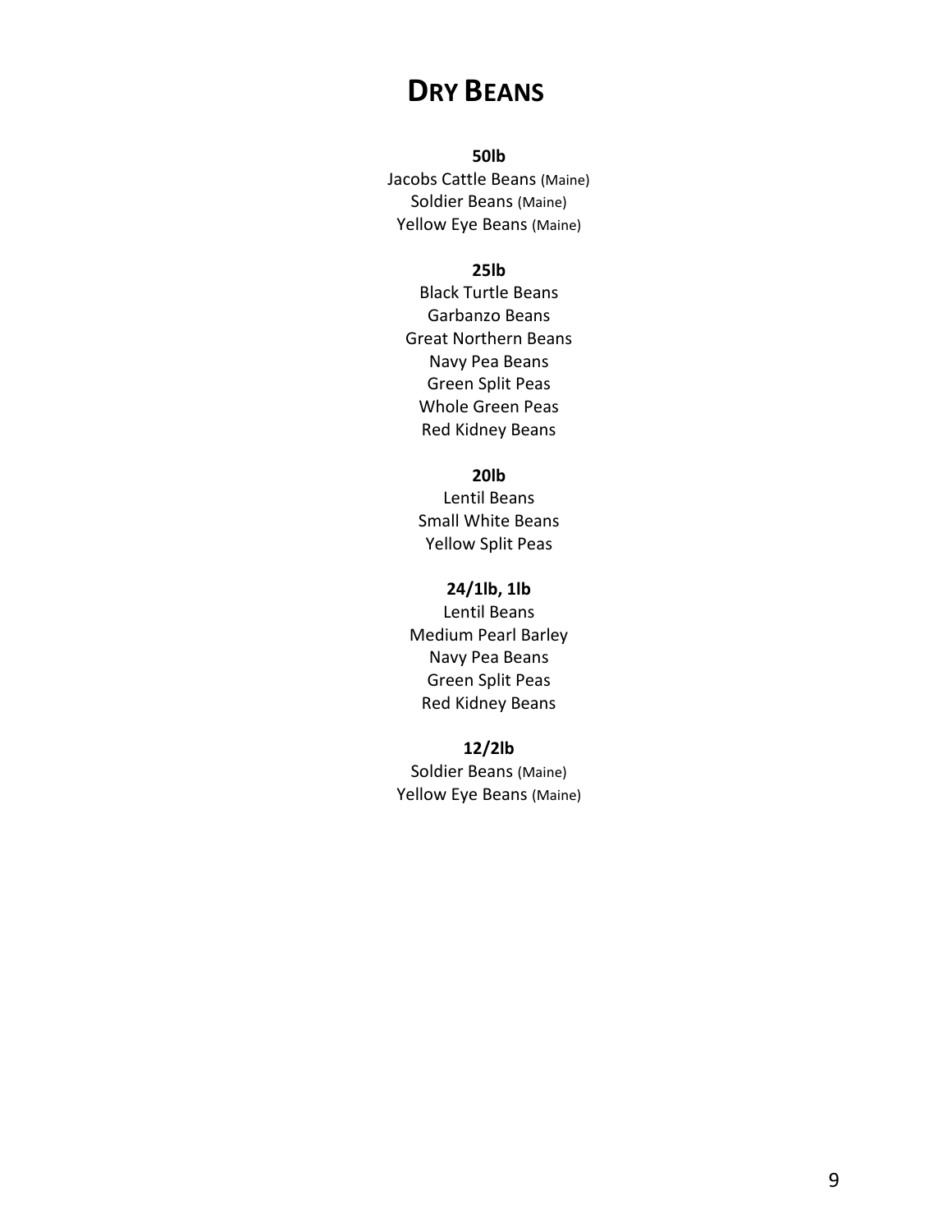# DRY BEANS

**50lb**

Jacobs Cattle Beans (Maine)
Soldier Beans (Maine)
Yellow Eye Beans (Maine)

**25lb**

Black Turtle Beans
Garbanzo Beans
Great Northern Beans
Navy Pea Beans
Green Split Peas
Whole Green Peas
Red Kidney Beans

**20lb**

Lentil Beans
Small White Beans
Yellow Split Peas

**24/1lb, 1lb**

Lentil Beans
Medium Pearl Barley
Navy Pea Beans
Green Split Peas
Red Kidney Beans

**12/2lb**

Soldier Beans (Maine)
Yellow Eye Beans (Maine)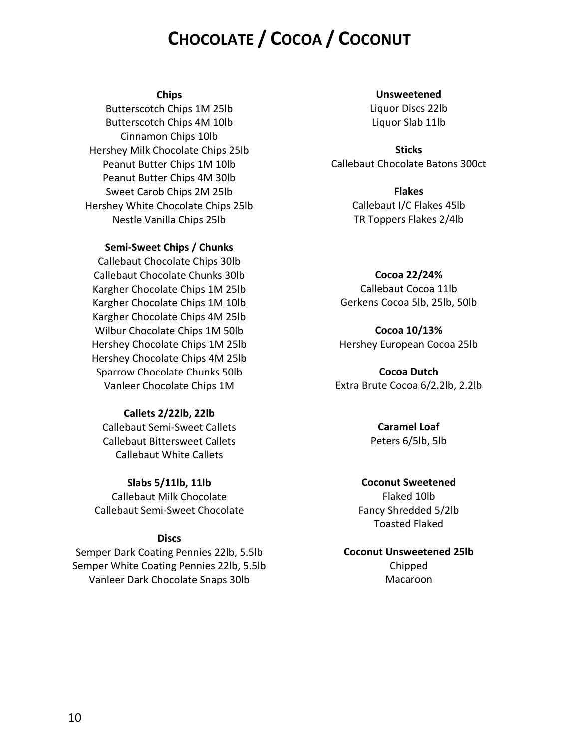# CHOCOLATE / COCOA / COCONUT

### Chips

Butterscotch Chips 1M 25lb
Butterscotch Chips 4M 10lb
Cinnamon Chips 10lb
Hershey Milk Chocolate Chips 25lb
Peanut Butter Chips 1M 10lb
Peanut Butter Chips 4M 30lb
Sweet Carob Chips 2M 25lb
Hershey White Chocolate Chips 25lb
Nestle Vanilla Chips 25lb

### Semi-Sweet Chips / Chunks

Callebaut Chocolate Chips 30lb
Callebaut Chocolate Chunks 30lb
Kargher Chocolate Chips 1M 25lb
Kargher Chocolate Chips 1M 10lb
Kargher Chocolate Chips 4M 25lb
Wilbur Chocolate Chips 1M 50lb
Hershey Chocolate Chips 1M 25lb
Hershey Chocolate Chips 4M 25lb
Sparrow Chocolate Chunks 50lb
Vanleer Chocolate Chips 1M

### Callets 2/22lb, 22lb

Callebaut Semi-Sweet Callets
Callebaut Bittersweet Callets
Callebaut White Callets

### Slabs 5/11lb, 11lb

Callebaut Milk Chocolate
Callebaut Semi-Sweet Chocolate

### Discs

Semper Dark Coating Pennies 22lb, 5.5lb
Semper White Coating Pennies 22lb, 5.5lb
Vanleer Dark Chocolate Snaps 30lb

### Unsweetened

Liquor Discs 22lb
Liquor Slab 11lb

### Sticks

Callebaut Chocolate Batons 300ct

### Flakes

Callebaut I/C Flakes 45lb
TR Toppers Flakes 2/4lb

### Cocoa 22/24%

Callebaut Cocoa 11lb
Gerkens Cocoa 5lb, 25lb, 50lb

### Cocoa 10/13%

Hershey European Cocoa 25lb

### Cocoa Dutch

Extra Brute Cocoa 6/2.2lb, 2.2lb

### Caramel Loaf

Peters 6/5lb, 5lb

### Coconut Sweetened

Flaked 10lb
Fancy Shredded 5/2lb
Toasted Flaked

### Coconut Unsweetened 25lb

Chipped
Macaroon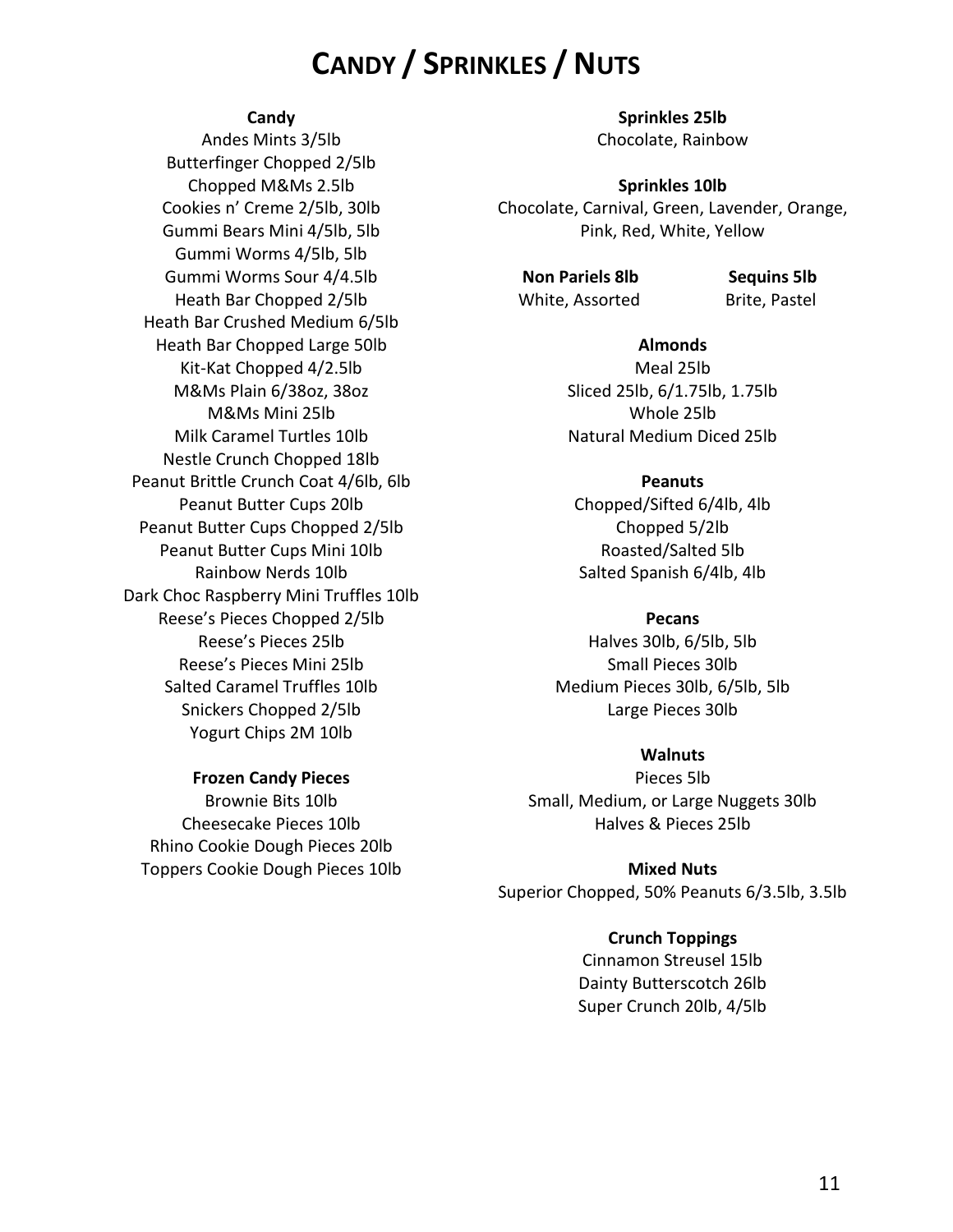# CANDY / SPRINKLES / NUTS

**Candy**

Andes Mints 3/5lb
Butterfinger Chopped 2/5lb
Chopped M&Ms 2.5lb
Cookies n' Creme 2/5lb, 30lb
Gummi Bears Mini 4/5lb, 5lb
Gummi Worms 4/5lb, 5lb
Gummi Worms Sour 4/4.5lb
Heath Bar Chopped 2/5lb
Heath Bar Crushed Medium 6/5lb
Heath Bar Chopped Large 50lb
Kit-Kat Chopped 4/2.5lb
M&Ms Plain 6/38oz, 38oz
M&Ms Mini 25lb
Milk Caramel Turtles 10lb
Nestle Crunch Chopped 18lb
Peanut Brittle Crunch Coat 4/6lb, 6lb
Peanut Butter Cups 20lb
Peanut Butter Cups Chopped 2/5lb
Peanut Butter Cups Mini 10lb
Rainbow Nerds 10lb
Dark Choc Raspberry Mini Truffles 10lb
Reese's Pieces Chopped 2/5lb
Reese's Pieces 25lb
Reese's Pieces Mini 25lb
Salted Caramel Truffles 10lb
Snickers Chopped 2/5lb
Yogurt Chips 2M 10lb

**Frozen Candy Pieces**

Brownie Bits 10lb
Cheesecake Pieces 10lb
Rhino Cookie Dough Pieces 20lb
Toppers Cookie Dough Pieces 10lb

**Sprinkles 25lb**

Chocolate, Rainbow

**Sprinkles 10lb**

Chocolate, Carnival, Green, Lavender, Orange, Pink, Red, White, Yellow

**Non Pariels 8lb**

White, Assorted

**Sequins 5lb**

Brite, Pastel

**Almonds**

Meal 25lb
Sliced 25lb, 6/1.75lb, 1.75lb
Whole 25lb
Natural Medium Diced 25lb

**Peanuts**

Chopped/Sifted 6/4lb, 4lb
Chopped 5/2lb
Roasted/Salted 5lb
Salted Spanish 6/4lb, 4lb

**Pecans**

Halves 30lb, 6/5lb, 5lb
Small Pieces 30lb
Medium Pieces 30lb, 6/5lb, 5lb
Large Pieces 30lb

**Walnuts**

Pieces 5lb
Small, Medium, or Large Nuggets 30lb
Halves & Pieces 25lb

**Mixed Nuts**

Superior Chopped, 50% Peanuts 6/3.5lb, 3.5lb

**Crunch Toppings**

Cinnamon Streusel 15lb
Dainty Butterscotch 26lb
Super Crunch 20lb, 4/5lb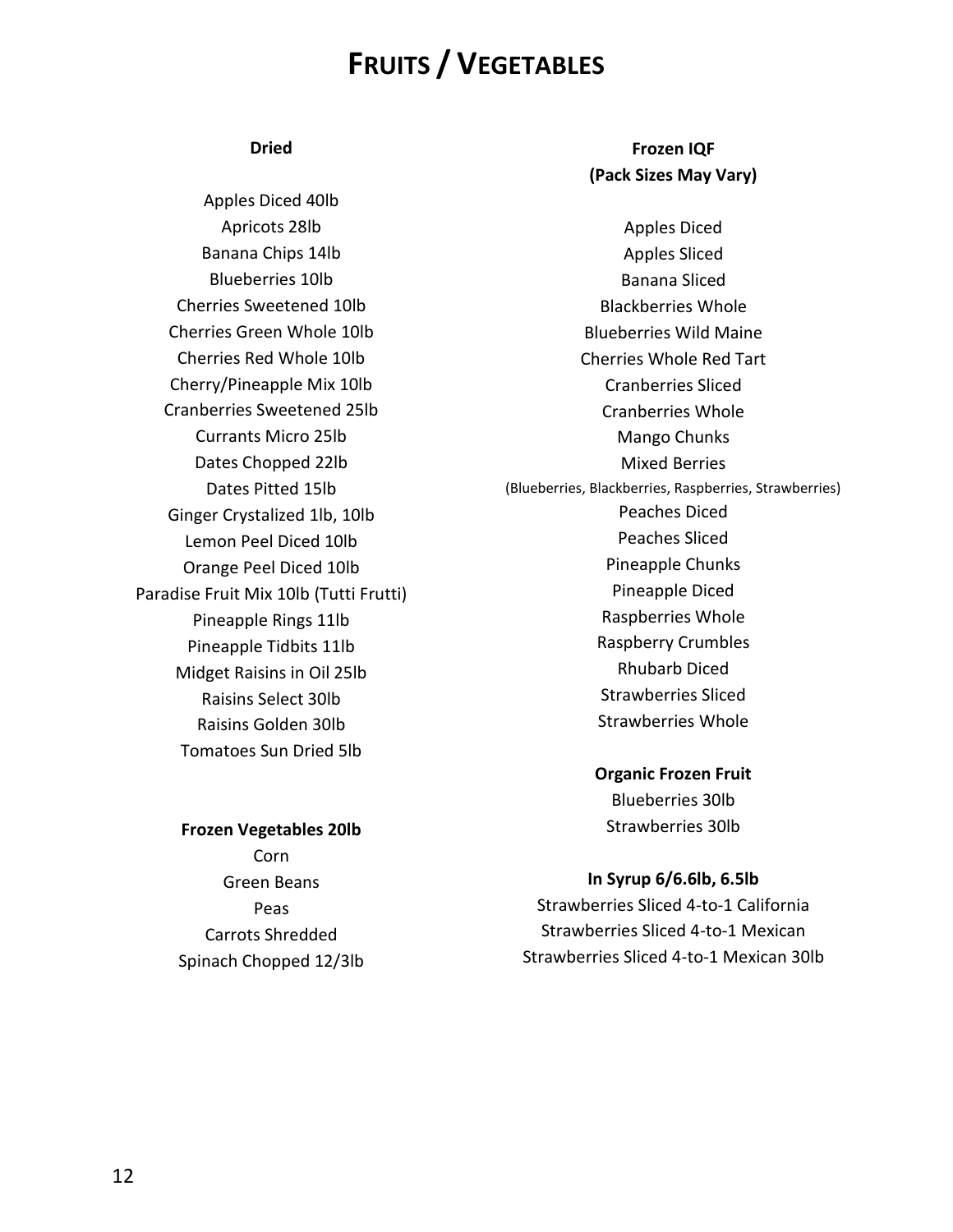# Fruits / Vegetables

### Dried

Apples Diced 40lb
Apricots 28lb
Banana Chips 14lb
Blueberries 10lb
Cherries Sweetened 10lb
Cherries Green Whole 10lb
Cherries Red Whole 10lb
Cherry/Pineapple Mix 10lb
Cranberries Sweetened 25lb
Currants Micro 25lb
Dates Chopped 22lb
Dates Pitted 15lb
Ginger Crystalized 1lb, 10lb
Lemon Peel Diced 10lb
Orange Peel Diced 10lb
Paradise Fruit Mix 10lb (Tutti Frutti)
Pineapple Rings 11lb
Pineapple Tidbits 11lb
Midget Raisins in Oil 25lb
Raisins Select 30lb
Raisins Golden 30lb
Tomatoes Sun Dried 5lb

### Frozen Vegetables 20lb

Corn
Green Beans
Peas
Carrots Shredded
Spinach Chopped 12/3lb

### Frozen IQF (Pack Sizes May Vary)

Apples Diced
Apples Sliced
Banana Sliced
Blackberries Whole
Blueberries Wild Maine
Cherries Whole Red Tart
Cranberries Sliced
Cranberries Whole
Mango Chunks
Mixed Berries
(Blueberries, Blackberries, Raspberries, Strawberries)
Peaches Diced
Peaches Sliced
Pineapple Chunks
Pineapple Diced
Raspberries Whole
Raspberry Crumbles
Rhubarb Diced
Strawberries Sliced
Strawberries Whole

### Organic Frozen Fruit

Blueberries 30lb
Strawberries 30lb

### In Syrup 6/6.6lb, 6.5lb

Strawberries Sliced 4-to-1 California
Strawberries Sliced 4-to-1 Mexican
Strawberries Sliced 4-to-1 Mexican 30lb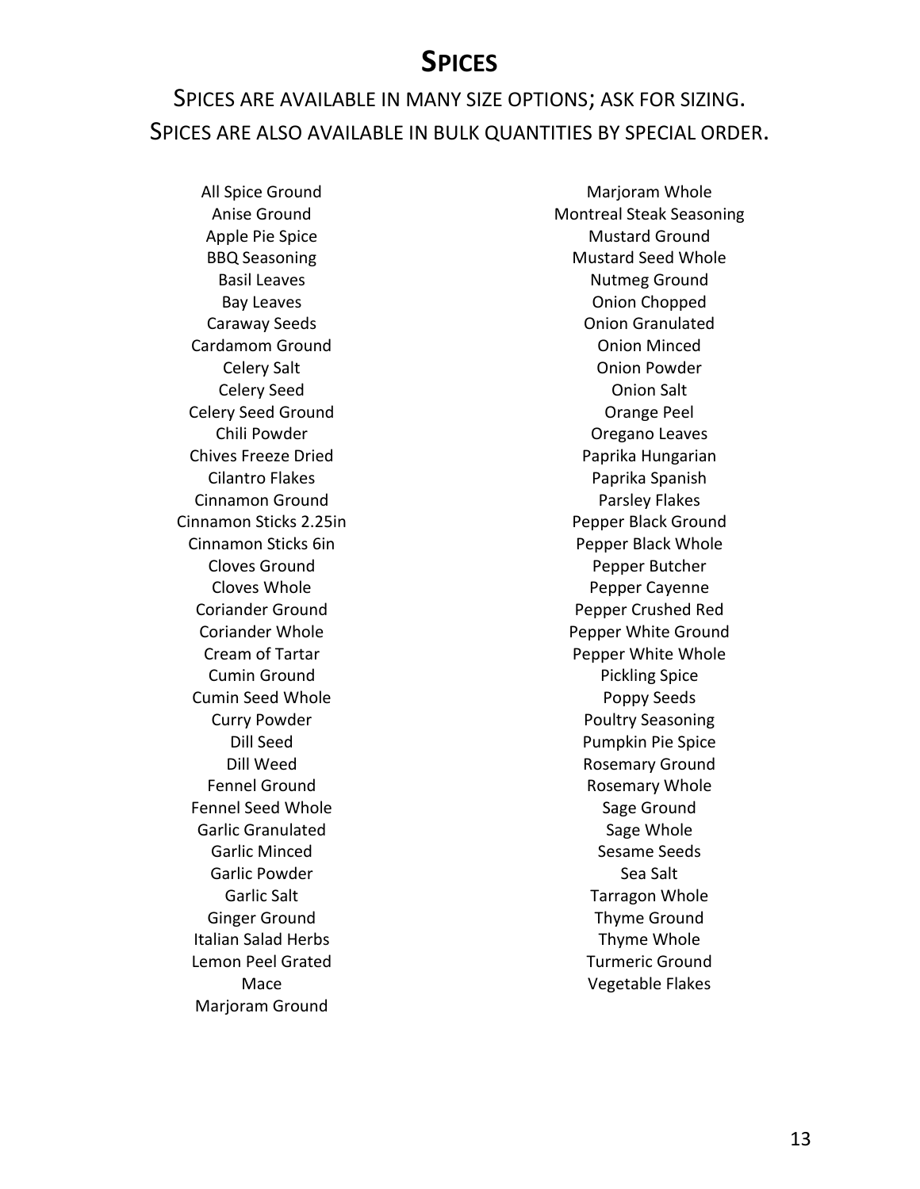# Spices

Spices are available in many size options; ask for sizing.
Spices are also available in bulk quantities by special order.

All Spice Ground
Anise Ground
Apple Pie Spice
BBQ Seasoning
Basil Leaves
Bay Leaves
Caraway Seeds
Cardamom Ground
Celery Salt
Celery Seed
Celery Seed Ground
Chili Powder
Chives Freeze Dried
Cilantro Flakes
Cinnamon Ground
Cinnamon Sticks 2.25in
Cinnamon Sticks 6in
Cloves Ground
Cloves Whole
Coriander Ground
Coriander Whole
Cream of Tartar
Cumin Ground
Cumin Seed Whole
Curry Powder
Dill Seed
Dill Weed
Fennel Ground
Fennel Seed Whole
Garlic Granulated
Garlic Minced
Garlic Powder
Garlic Salt
Ginger Ground
Italian Salad Herbs
Lemon Peel Grated
Mace
Marjoram Ground
Marjoram Whole
Montreal Steak Seasoning
Mustard Ground
Mustard Seed Whole
Nutmeg Ground
Onion Chopped
Onion Granulated
Onion Minced
Onion Powder
Onion Salt
Orange Peel
Oregano Leaves
Paprika Hungarian
Paprika Spanish
Parsley Flakes
Pepper Black Ground
Pepper Black Whole
Pepper Butcher
Pepper Cayenne
Pepper Crushed Red
Pepper White Ground
Pepper White Whole
Pickling Spice
Poppy Seeds
Poultry Seasoning
Pumpkin Pie Spice
Rosemary Ground
Rosemary Whole
Sage Ground
Sage Whole
Sesame Seeds
Sea Salt
Tarragon Whole
Thyme Ground
Thyme Whole
Turmeric Ground
Vegetable Flakes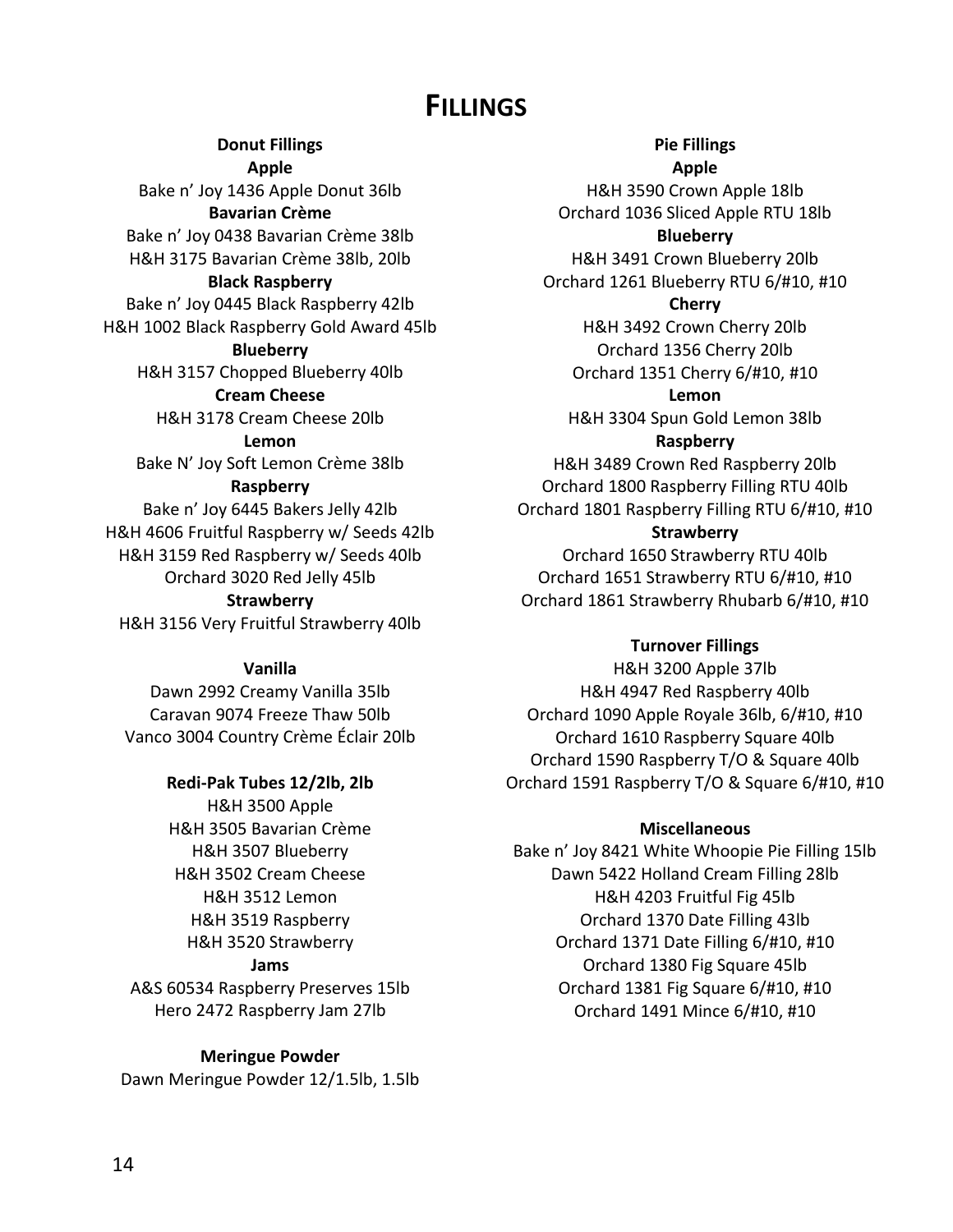# Fillings

## Donut Fillings

**Apple**

Bake n' Joy 1436 Apple Donut 36lb

**Bavarian Crème**

Bake n' Joy 0438 Bavarian Crème 38lb
H&H 3175 Bavarian Crème 38lb, 20lb

**Black Raspberry**

Bake n' Joy 0445 Black Raspberry 42lb
H&H 1002 Black Raspberry Gold Award 45lb

**Blueberry**

H&H 3157 Chopped Blueberry 40lb

**Cream Cheese**

H&H 3178 Cream Cheese 20lb

**Lemon**

Bake N' Joy Soft Lemon Crème 38lb

**Raspberry**

Bake n' Joy 6445 Bakers Jelly 42lb
H&H 4606 Fruitful Raspberry w/ Seeds 42lb
H&H 3159 Red Raspberry w/ Seeds 40lb
Orchard 3020 Red Jelly 45lb

**Strawberry**

H&H 3156 Very Fruitful Strawberry 40lb

**Vanilla**

Dawn 2992 Creamy Vanilla 35lb
Caravan 9074 Freeze Thaw 50lb
Vanco 3004 Country Crème Éclair 20lb

**Redi-Pak Tubes 12/2lb, 2lb**

H&H 3500 Apple
H&H 3505 Bavarian Crème
H&H 3507 Blueberry
H&H 3502 Cream Cheese
H&H 3512 Lemon
H&H 3519 Raspberry
H&H 3520 Strawberry

**Jams**

A&S 60534 Raspberry Preserves 15lb
Hero 2472 Raspberry Jam 27lb

**Meringue Powder**

Dawn Meringue Powder 12/1.5lb, 1.5lb

## Pie Fillings

**Apple**

H&H 3590 Crown Apple 18lb
Orchard 1036 Sliced Apple RTU 18lb

**Blueberry**

H&H 3491 Crown Blueberry 20lb
Orchard 1261 Blueberry RTU 6/#10, #10

**Cherry**

H&H 3492 Crown Cherry 20lb
Orchard 1356 Cherry 20lb
Orchard 1351 Cherry 6/#10, #10

**Lemon**

H&H 3304 Spun Gold Lemon 38lb

**Raspberry**

H&H 3489 Crown Red Raspberry 20lb
Orchard 1800 Raspberry Filling RTU 40lb
Orchard 1801 Raspberry Filling RTU 6/#10, #10

**Strawberry**

Orchard 1650 Strawberry RTU 40lb
Orchard 1651 Strawberry RTU 6/#10, #10
Orchard 1861 Strawberry Rhubarb 6/#10, #10

## Turnover Fillings

H&H 3200 Apple 37lb
H&H 4947 Red Raspberry 40lb
Orchard 1090 Apple Royale 36lb, 6/#10, #10
Orchard 1610 Raspberry Square 40lb
Orchard 1590 Raspberry T/O & Square 40lb
Orchard 1591 Raspberry T/O & Square 6/#10, #10

## Miscellaneous

Bake n' Joy 8421 White Whoopie Pie Filling 15lb
Dawn 5422 Holland Cream Filling 28lb
H&H 4203 Fruitful Fig 45lb
Orchard 1370 Date Filling 43lb
Orchard 1371 Date Filling 6/#10, #10
Orchard 1380 Fig Square 45lb
Orchard 1381 Fig Square 6/#10, #10
Orchard 1491 Mince 6/#10, #10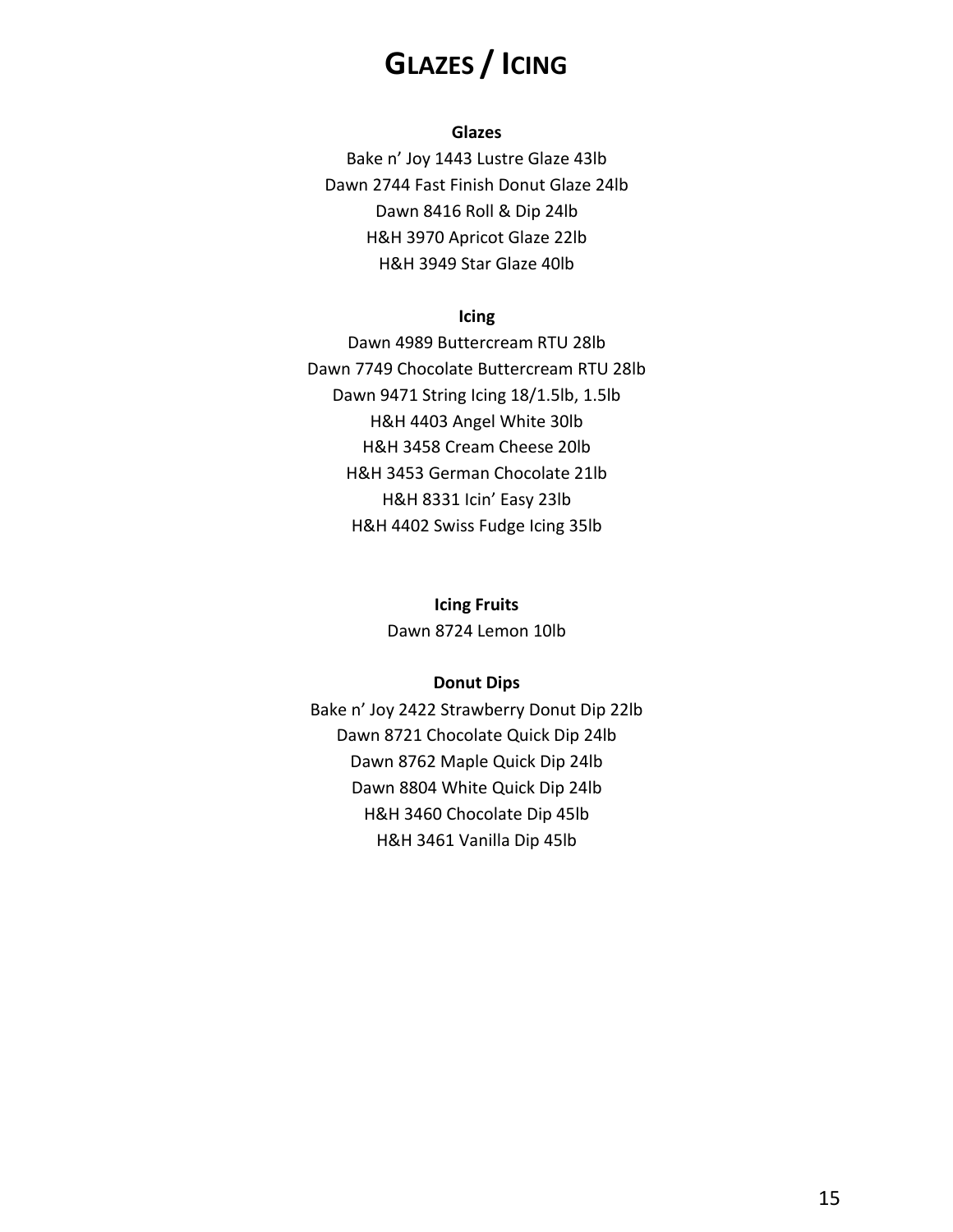# Glazes / Icing

**Glazes**

Bake n' Joy 1443 Lustre Glaze 43lb
Dawn 2744 Fast Finish Donut Glaze 24lb
Dawn 8416 Roll & Dip 24lb
H&H 3970 Apricot Glaze 22lb
H&H 3949 Star Glaze 40lb

**Icing**

Dawn 4989 Buttercream RTU 28lb
Dawn 7749 Chocolate Buttercream RTU 28lb
Dawn 9471 String Icing 18/1.5lb, 1.5lb
H&H 4403 Angel White 30lb
H&H 3458 Cream Cheese 20lb
H&H 3453 German Chocolate 21lb
H&H 8331 Icin' Easy 23lb
H&H 4402 Swiss Fudge Icing 35lb

**Icing Fruits**

Dawn 8724 Lemon 10lb

**Donut Dips**

Bake n' Joy 2422 Strawberry Donut Dip 22lb
Dawn 8721 Chocolate Quick Dip 24lb
Dawn 8762 Maple Quick Dip 24lb
Dawn 8804 White Quick Dip 24lb
H&H 3460 Chocolate Dip 45lb
H&H 3461 Vanilla Dip 45lb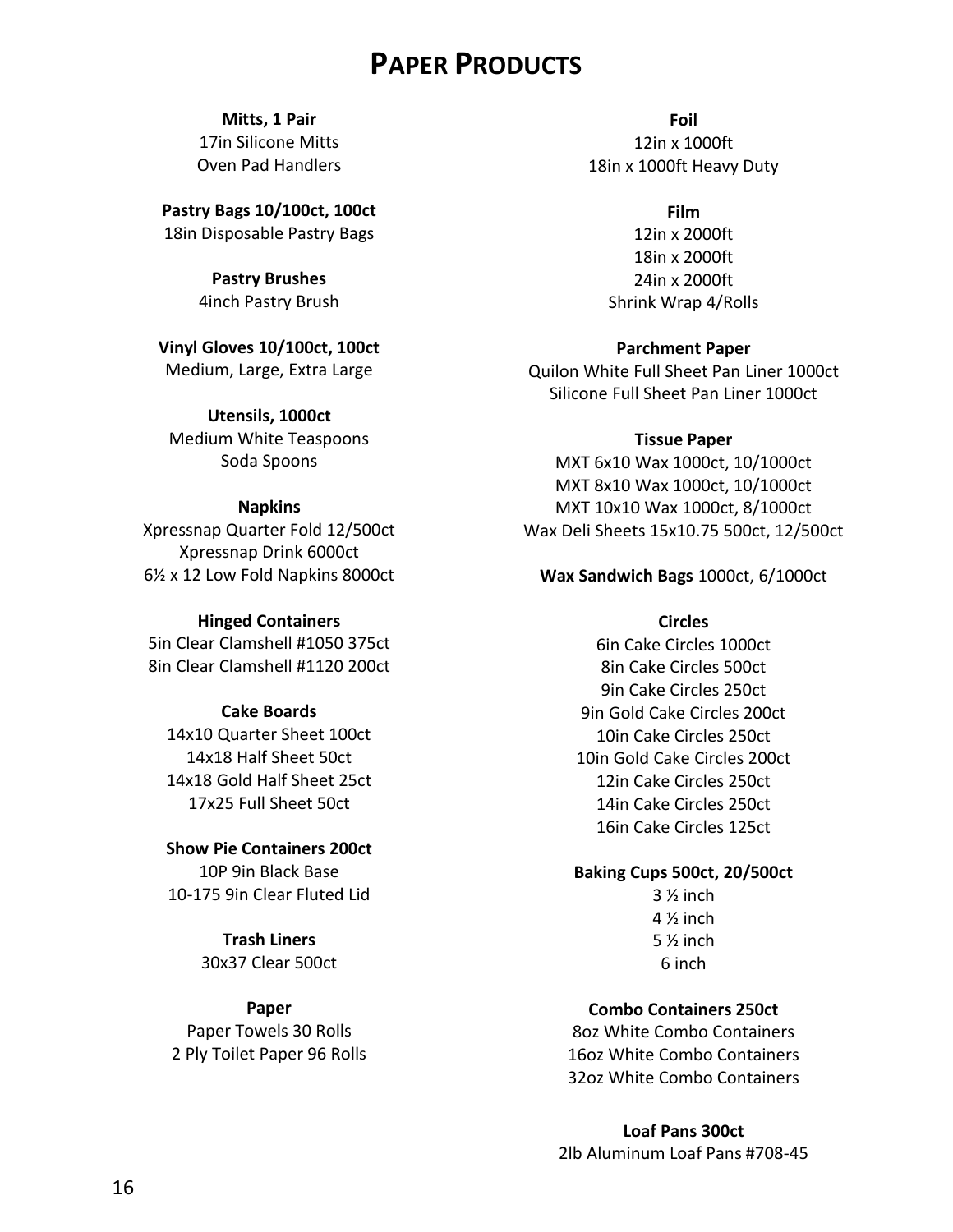# Paper Products

**Mitts, 1 Pair**
17in Silicone Mitts
Oven Pad Handlers

**Pastry Bags 10/100ct, 100ct**
18in Disposable Pastry Bags

**Pastry Brushes**
4inch Pastry Brush

**Vinyl Gloves 10/100ct, 100ct**
Medium, Large, Extra Large

**Utensils, 1000ct**
Medium White Teaspoons
Soda Spoons

**Napkins**
Xpressnap Quarter Fold 12/500ct
Xpressnap Drink 6000ct
6½ x 12 Low Fold Napkins 8000ct

**Hinged Containers**
5in Clear Clamshell #1050 375ct
8in Clear Clamshell #1120 200ct

**Cake Boards**
14x10 Quarter Sheet 100ct
14x18 Half Sheet 50ct
14x18 Gold Half Sheet 25ct
17x25 Full Sheet 50ct

**Show Pie Containers 200ct**
10P 9in Black Base
10-175 9in Clear Fluted Lid

**Trash Liners**
30x37 Clear 500ct

**Paper**
Paper Towels 30 Rolls
2 Ply Toilet Paper 96 Rolls

**Foil**
12in x 1000ft
18in x 1000ft Heavy Duty

**Film**
12in x 2000ft
18in x 2000ft
24in x 2000ft
Shrink Wrap 4/Rolls

**Parchment Paper**
Quilon White Full Sheet Pan Liner 1000ct
Silicone Full Sheet Pan Liner 1000ct

**Tissue Paper**
MXT 6x10 Wax 1000ct, 10/1000ct
MXT 8x10 Wax 1000ct, 10/1000ct
MXT 10x10 Wax 1000ct, 8/1000ct
Wax Deli Sheets 15x10.75 500ct, 12/500ct

**Wax Sandwich Bags** 1000ct, 6/1000ct

**Circles**
6in Cake Circles 1000ct
8in Cake Circles 500ct
9in Cake Circles 250ct
9in Gold Cake Circles 200ct
10in Cake Circles 250ct
10in Gold Cake Circles 200ct
12in Cake Circles 250ct
14in Cake Circles 250ct
16in Cake Circles 125ct

**Baking Cups 500ct, 20/500ct**
3 ½ inch
4 ½ inch
5 ½ inch
6 inch

**Combo Containers 250ct**
8oz White Combo Containers
16oz White Combo Containers
32oz White Combo Containers

**Loaf Pans 300ct**
2lb Aluminum Loaf Pans #708-45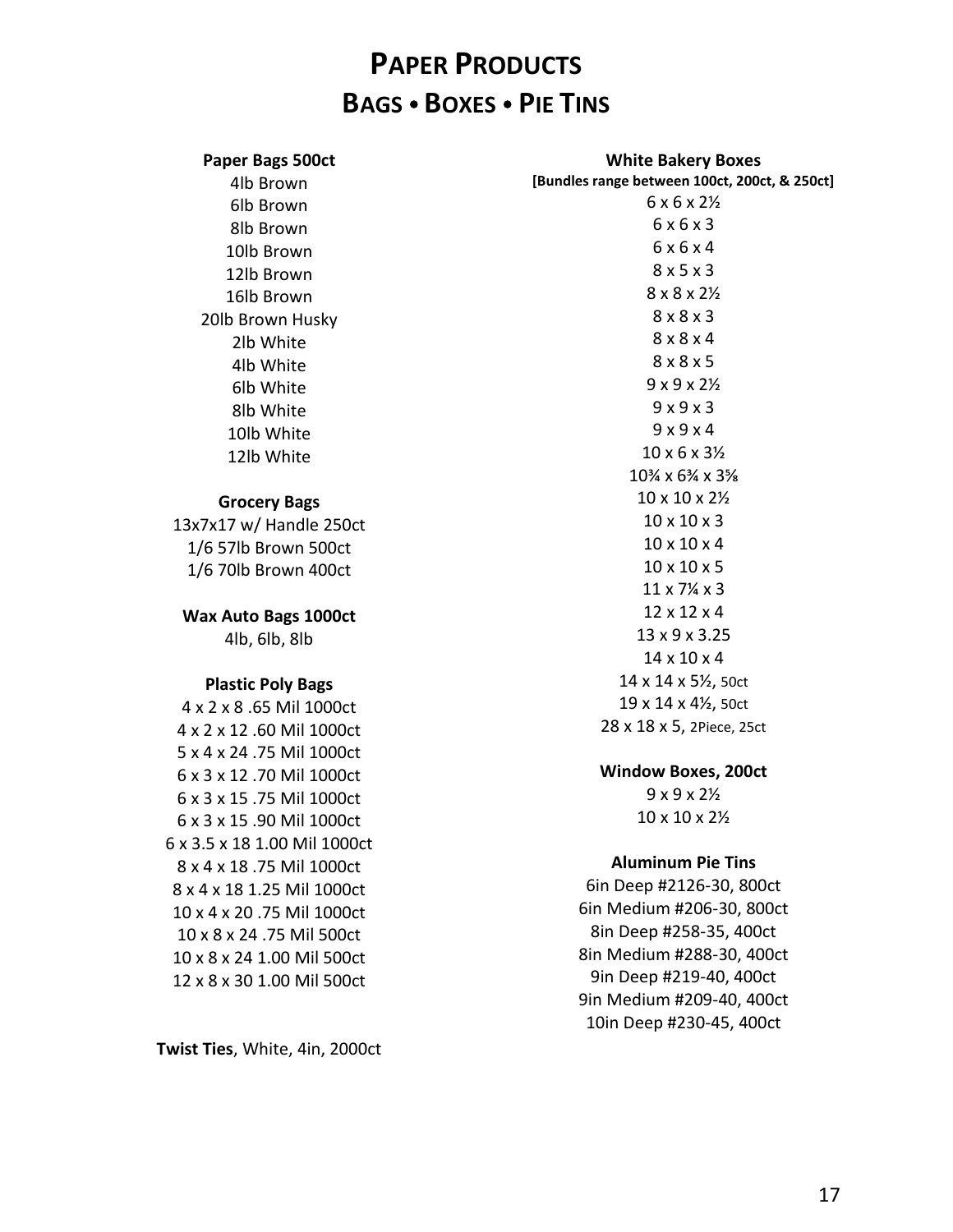# Paper Products

## Bags • Boxes • Pie Tins

**Paper Bags 500ct**

4lb Brown
6lb Brown
8lb Brown
10lb Brown
12lb Brown
16lb Brown
20lb Brown Husky
2lb White
4lb White
6lb White
8lb White
10lb White
12lb White

**Grocery Bags**

13x7x17 w/ Handle 250ct
1/6 57lb Brown 500ct
1/6 70lb Brown 400ct

**Wax Auto Bags 1000ct**

4lb, 6lb, 8lb

**Plastic Poly Bags**

4 x 2 x 8 .65 Mil 1000ct
4 x 2 x 12 .60 Mil 1000ct
5 x 4 x 24 .75 Mil 1000ct
6 x 3 x 12 .70 Mil 1000ct
6 x 3 x 15 .75 Mil 1000ct
6 x 3 x 15 .90 Mil 1000ct
6 x 3.5 x 18 1.00 Mil 1000ct
8 x 4 x 18 .75 Mil 1000ct
8 x 4 x 18 1.25 Mil 1000ct
10 x 4 x 20 .75 Mil 1000ct
10 x 8 x 24 .75 Mil 500ct
10 x 8 x 24 1.00 Mil 500ct
12 x 8 x 30 1.00 Mil 500ct

**Twist Ties**, White, 4in, 2000ct

**White Bakery Boxes**
**[Bundles range between 100ct, 200ct, & 250ct]**

6 x 6 x 2½
6 x 6 x 3
6 x 6 x 4
8 x 5 x 3
8 x 8 x 2½
8 x 8 x 3
8 x 8 x 4
8 x 8 x 5
9 x 9 x 2½
9 x 9 x 3
9 x 9 x 4
10 x 6 x 3½
10¾ x 6¾ x 3⅝
10 x 10 x 2½
10 x 10 x 3
10 x 10 x 4
10 x 10 x 5
11 x 7¼ x 3
12 x 12 x 4
13 x 9 x 3.25
14 x 10 x 4
14 x 14 x 5½, 50ct
19 x 14 x 4½, 50ct
28 x 18 x 5, 2Piece, 25ct

**Window Boxes, 200ct**

9 x 9 x 2½
10 x 10 x 2½

**Aluminum Pie Tins**

6in Deep #2126-30, 800ct
6in Medium #206-30, 800ct
8in Deep #258-35, 400ct
8in Medium #288-30, 400ct
9in Deep #219-40, 400ct
9in Medium #209-40, 400ct
10in Deep #230-45, 400ct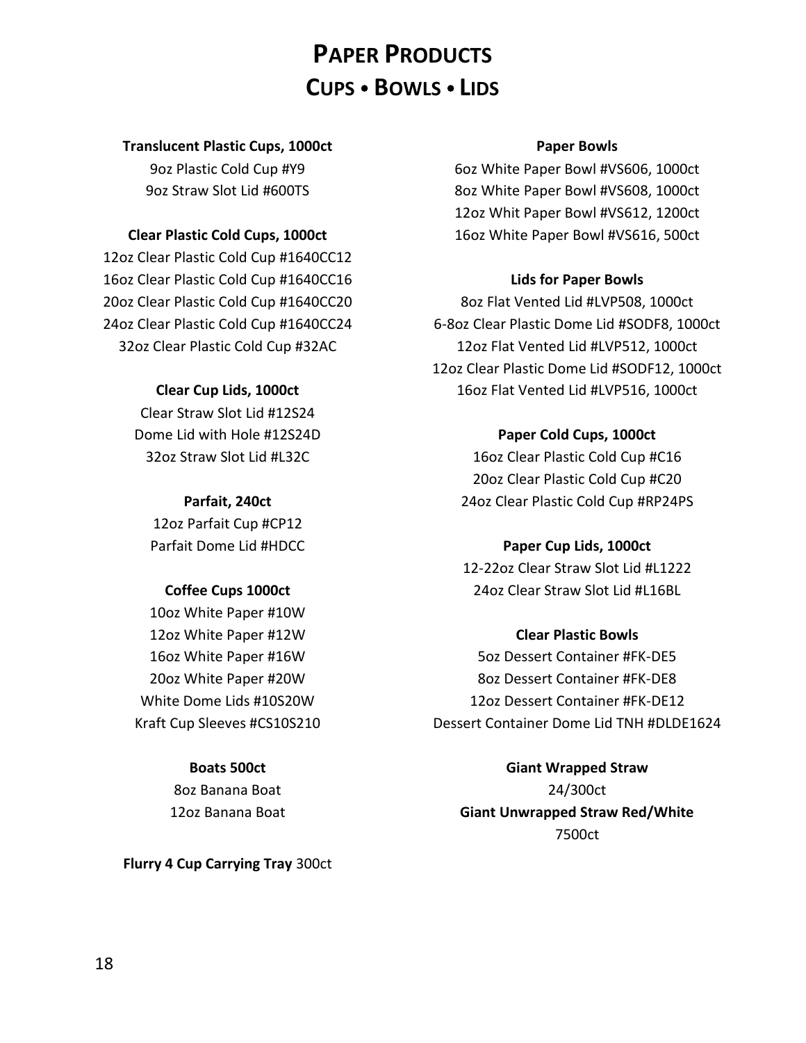# PAPER PRODUCTS
## CUPS • BOWLS • LIDS

**Translucent Plastic Cups, 1000ct**

9oz Plastic Cold Cup #Y9
9oz Straw Slot Lid #600TS

**Clear Plastic Cold Cups, 1000ct**

12oz Clear Plastic Cold Cup #1640CC12
16oz Clear Plastic Cold Cup #1640CC16
20oz Clear Plastic Cold Cup #1640CC20
24oz Clear Plastic Cold Cup #1640CC24
32oz Clear Plastic Cold Cup #32AC

**Clear Cup Lids, 1000ct**

Clear Straw Slot Lid #12S24
Dome Lid with Hole #12S24D
32oz Straw Slot Lid #L32C

**Parfait, 240ct**

12oz Parfait Cup #CP12
Parfait Dome Lid #HDCC

**Coffee Cups 1000ct**

10oz White Paper #10W
12oz White Paper #12W
16oz White Paper #16W
20oz White Paper #20W
White Dome Lids #10S20W
Kraft Cup Sleeves #CS10S210

**Boats 500ct**

8oz Banana Boat
12oz Banana Boat

**Flurry 4 Cup Carrying Tray** 300ct

**Paper Bowls**

6oz White Paper Bowl #VS606, 1000ct
8oz White Paper Bowl #VS608, 1000ct
12oz Whit Paper Bowl #VS612, 1200ct
16oz White Paper Bowl #VS616, 500ct

**Lids for Paper Bowls**

8oz Flat Vented Lid #LVP508, 1000ct
6-8oz Clear Plastic Dome Lid #SODF8, 1000ct
12oz Flat Vented Lid #LVP512, 1000ct
12oz Clear Plastic Dome Lid #SODF12, 1000ct
16oz Flat Vented Lid #LVP516, 1000ct

**Paper Cold Cups, 1000ct**

16oz Clear Plastic Cold Cup #C16
20oz Clear Plastic Cold Cup #C20
24oz Clear Plastic Cold Cup #RP24PS

**Paper Cup Lids, 1000ct**

12-22oz Clear Straw Slot Lid #L1222
24oz Clear Straw Slot Lid #L16BL

**Clear Plastic Bowls**

5oz Dessert Container #FK-DE5
8oz Dessert Container #FK-DE8
12oz Dessert Container #FK-DE12
Dessert Container Dome Lid TNH #DLDE1624

**Giant Wrapped Straw**

24/300ct

**Giant Unwrapped Straw Red/White**

7500ct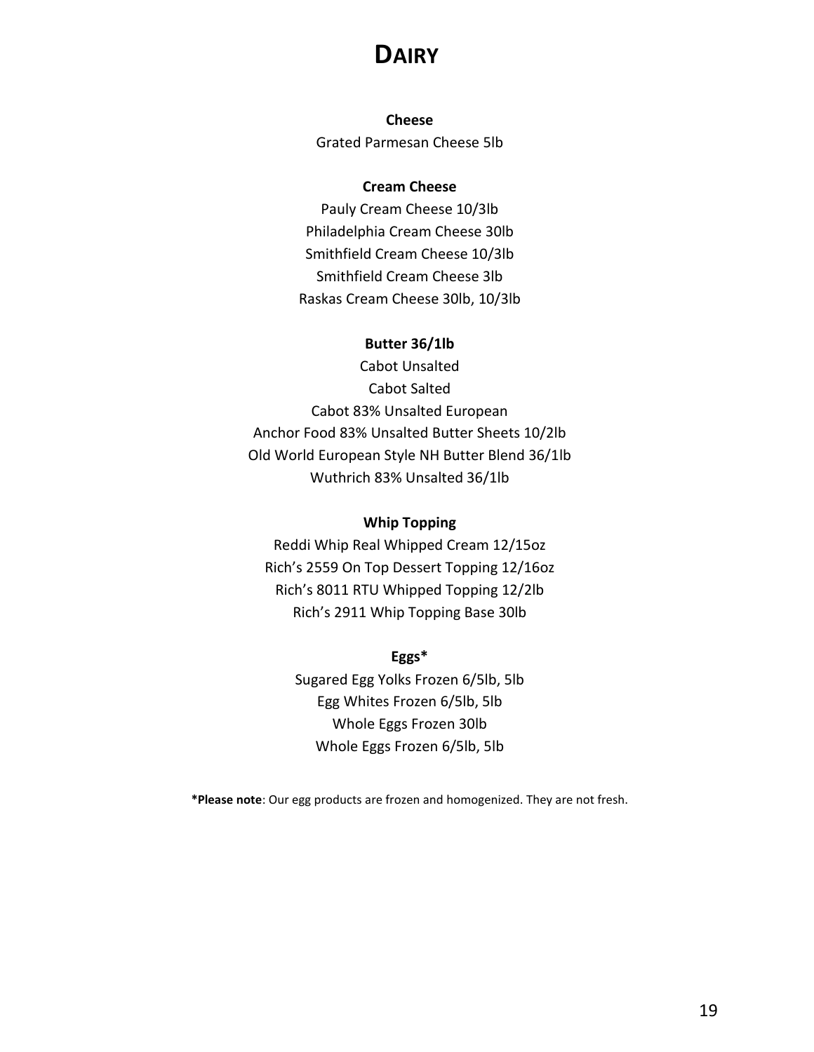# DAIRY

**Cheese**

Grated Parmesan Cheese 5lb

**Cream Cheese**

Pauly Cream Cheese 10/3lb
Philadelphia Cream Cheese 30lb
Smithfield Cream Cheese 10/3lb
Smithfield Cream Cheese 3lb
Raskas Cream Cheese 30lb, 10/3lb

**Butter 36/1lb**

Cabot Unsalted
Cabot Salted
Cabot 83% Unsalted European
Anchor Food 83% Unsalted Butter Sheets 10/2lb
Old World European Style NH Butter Blend 36/1lb
Wuthrich 83% Unsalted 36/1lb

**Whip Topping**

Reddi Whip Real Whipped Cream 12/15oz
Rich's 2559 On Top Dessert Topping 12/16oz
Rich's 8011 RTU Whipped Topping 12/2lb
Rich's 2911 Whip Topping Base 30lb

**Eggs***

Sugared Egg Yolks Frozen 6/5lb, 5lb
Egg Whites Frozen 6/5lb, 5lb
Whole Eggs Frozen 30lb
Whole Eggs Frozen 6/5lb, 5lb

***Please note**: Our egg products are frozen and homogenized. They are not fresh.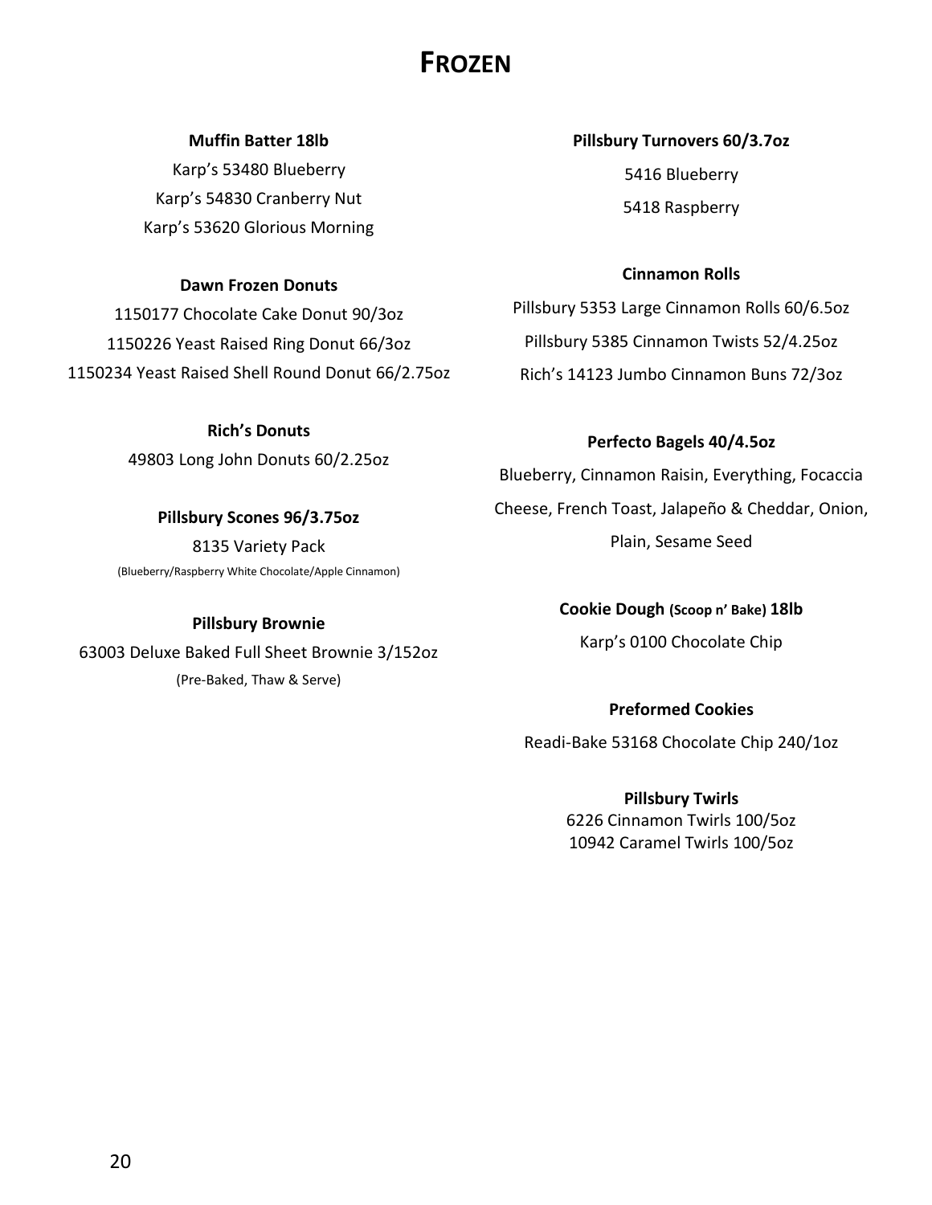# FROZEN

**Muffin Batter 18lb**

Karp's 53480 Blueberry
Karp's 54830 Cranberry Nut
Karp's 53620 Glorious Morning

**Dawn Frozen Donuts**

1150177 Chocolate Cake Donut 90/3oz
1150226 Yeast Raised Ring Donut 66/3oz
1150234 Yeast Raised Shell Round Donut 66/2.75oz

**Rich's Donuts**

49803 Long John Donuts 60/2.25oz

**Pillsbury Scones 96/3.75oz**

8135 Variety Pack
(Blueberry/Raspberry White Chocolate/Apple Cinnamon)

**Pillsbury Brownie**

63003 Deluxe Baked Full Sheet Brownie 3/152oz
(Pre-Baked, Thaw & Serve)

**Pillsbury Turnovers 60/3.7oz**

5416 Blueberry
5418 Raspberry

**Cinnamon Rolls**

Pillsbury 5353 Large Cinnamon Rolls 60/6.5oz
Pillsbury 5385 Cinnamon Twists 52/4.25oz
Rich's 14123 Jumbo Cinnamon Buns 72/3oz

**Perfecto Bagels 40/4.5oz**

Blueberry, Cinnamon Raisin, Everything, Focaccia Cheese, French Toast, Jalapeño & Cheddar, Onion, Plain, Sesame Seed

**Cookie Dough (Scoop n' Bake) 18lb**

Karp's 0100 Chocolate Chip

**Preformed Cookies**

Readi-Bake 53168 Chocolate Chip 240/1oz

**Pillsbury Twirls**

6226 Cinnamon Twirls 100/5oz
10942 Caramel Twirls 100/5oz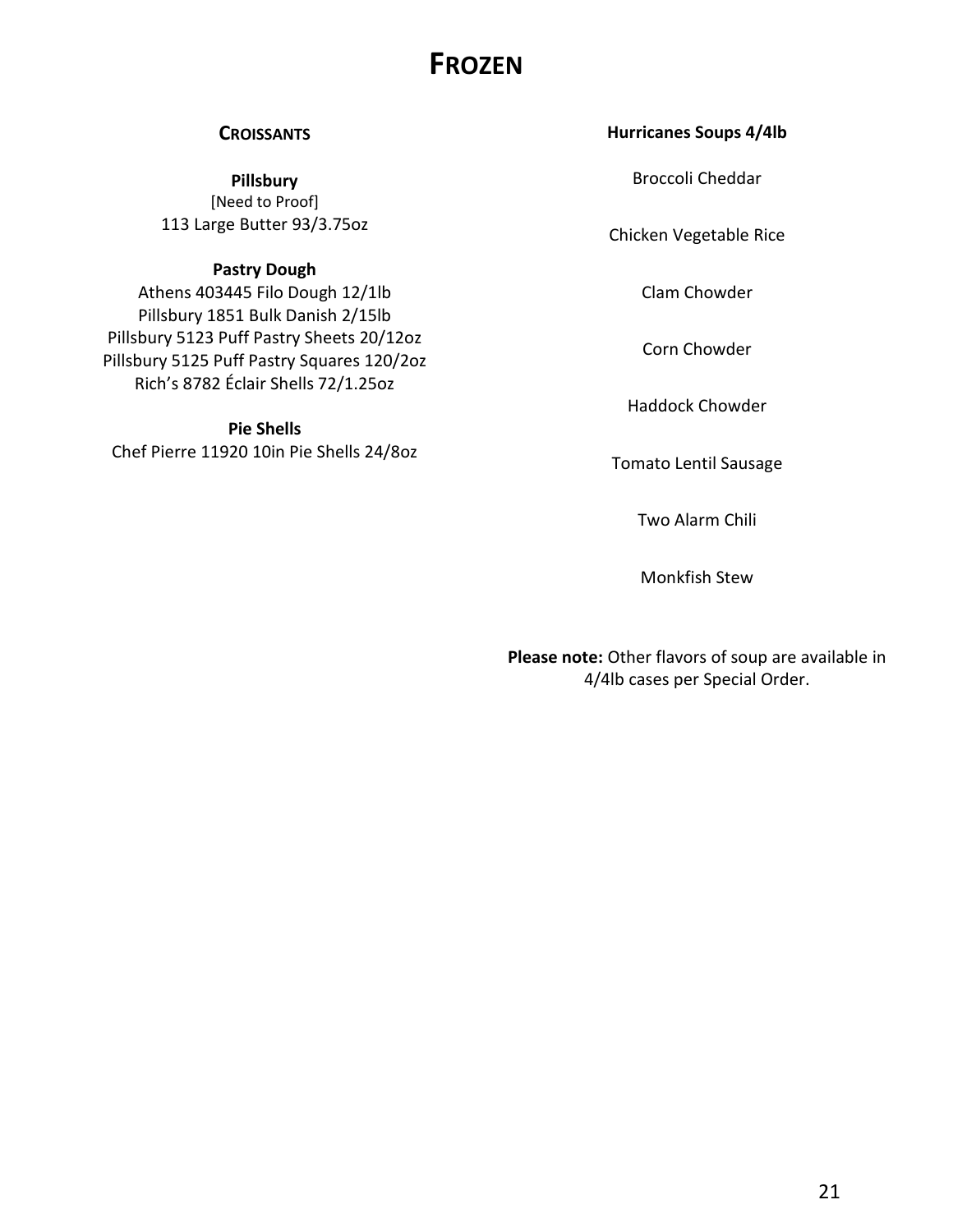# FROZEN

## CROISSANTS

**Pillsbury**
[Need to Proof]
113 Large Butter 93/3.75oz

**Pastry Dough**
Athens 403445 Filo Dough 12/1lb
Pillsbury 1851 Bulk Danish 2/15lb
Pillsbury 5123 Puff Pastry Sheets 20/12oz
Pillsbury 5125 Puff Pastry Squares 120/2oz
Rich's 8782 Éclair Shells 72/1.25oz

**Pie Shells**
Chef Pierre 11920 10in Pie Shells 24/8oz

**Hurricanes Soups 4/4lb**

Broccoli Cheddar

Chicken Vegetable Rice

Clam Chowder

Corn Chowder

Haddock Chowder

Tomato Lentil Sausage

Two Alarm Chili

Monkfish Stew

**Please note:** Other flavors of soup are available in 4/4lb cases per Special Order.